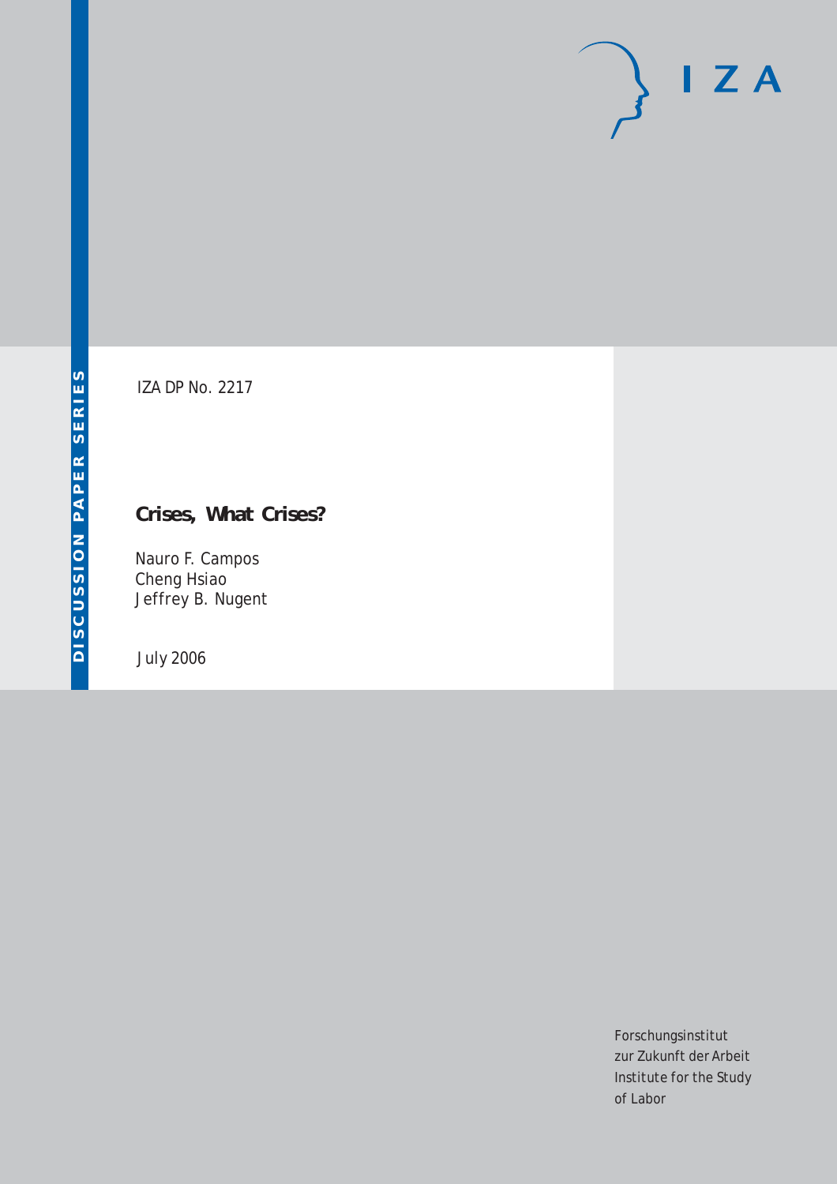DISCUSSION PAPER SERIES

IZA DP No. 2217

# Crises, What Crises?

Nauro F. Campos
Cheng Hsiao
Jeffrey B. Nugent

July 2006

IZA

Forschungsinstitut
zur Zukunft der Arbeit
Institute for the Study
of Labor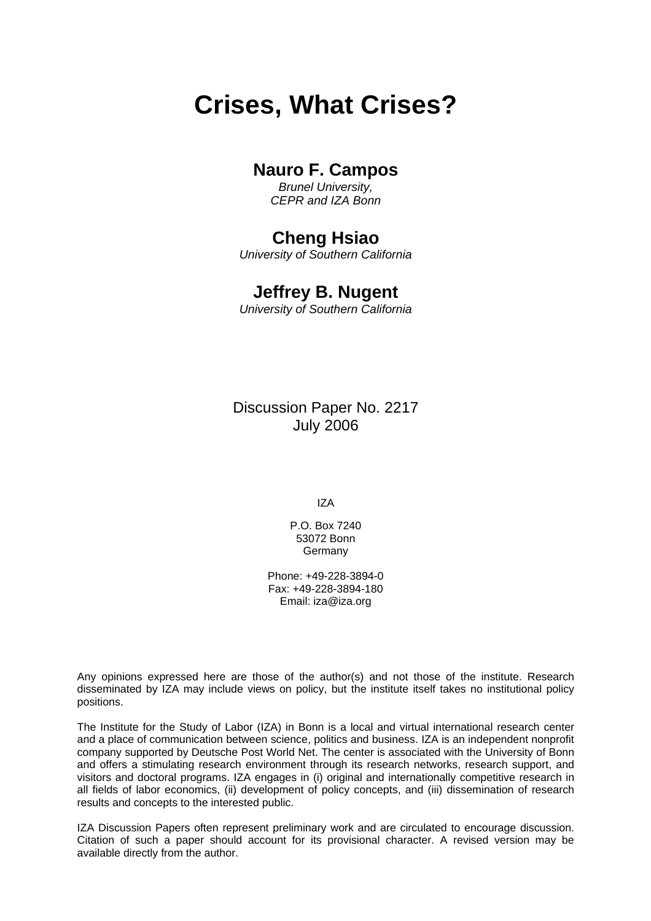# Crises, What Crises?

## Nauro F. Campos

*Brunel University,*
*CEPR and IZA Bonn*

## Cheng Hsiao

*University of Southern California*

## Jeffrey B. Nugent

*University of Southern California*

Discussion Paper No. 2217
July 2006

IZA

P.O. Box 7240
53072 Bonn
Germany

Phone: +49-228-3894-0
Fax: +49-228-3894-180
Email: iza@iza.org

Any opinions expressed here are those of the author(s) and not those of the institute. Research disseminated by IZA may include views on policy, but the institute itself takes no institutional policy positions.

The Institute for the Study of Labor (IZA) in Bonn is a local and virtual international research center and a place of communication between science, politics and business. IZA is an independent nonprofit company supported by Deutsche Post World Net. The center is associated with the University of Bonn and offers a stimulating research environment through its research networks, research support, and visitors and doctoral programs. IZA engages in (i) original and internationally competitive research in all fields of labor economics, (ii) development of policy concepts, and (iii) dissemination of research results and concepts to the interested public.

IZA Discussion Papers often represent preliminary work and are circulated to encourage discussion. Citation of such a paper should account for its provisional character. A revised version may be available directly from the author.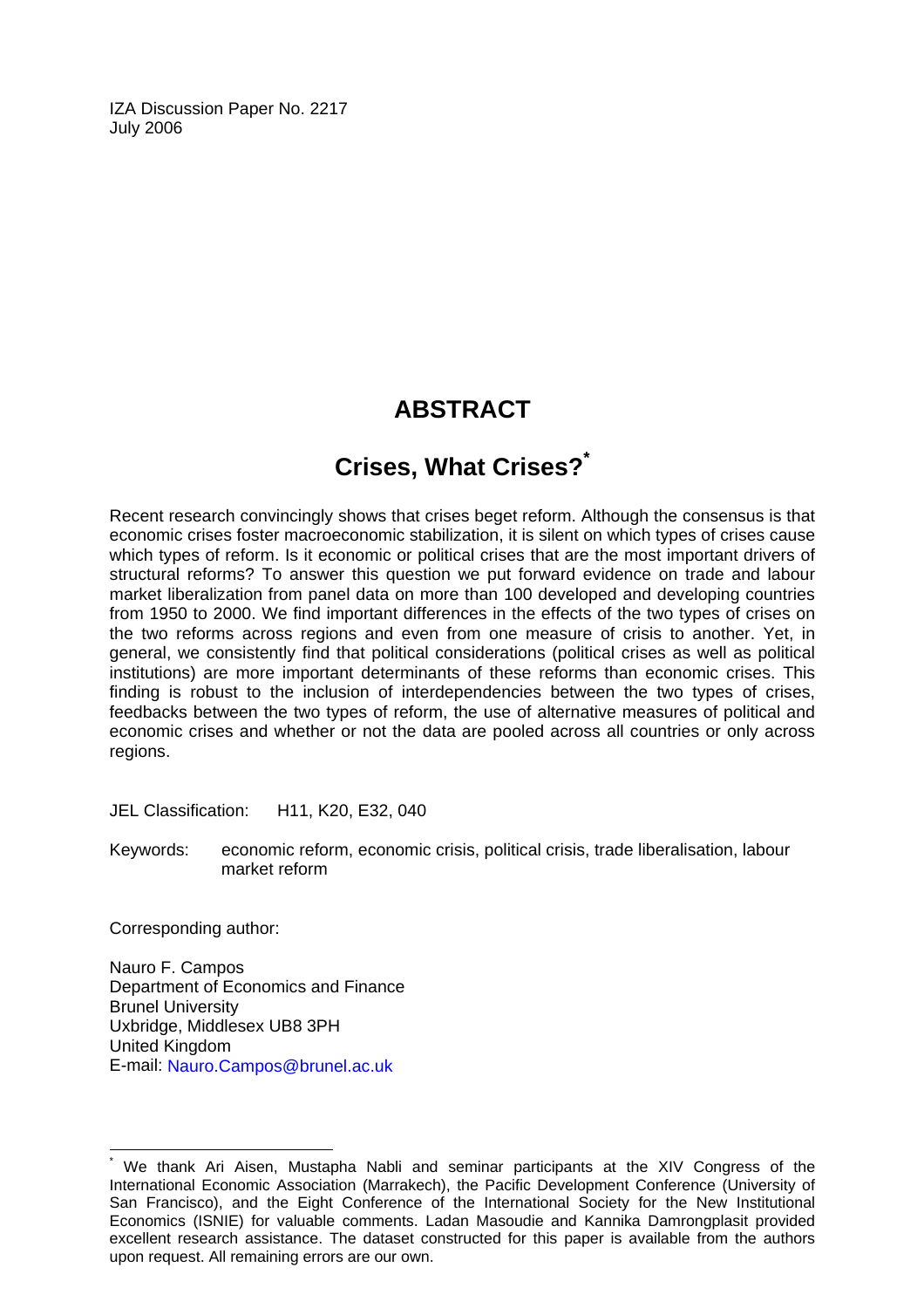IZA Discussion Paper No. 2217
July 2006

# ABSTRACT

## Crises, What Crises?*

Recent research convincingly shows that crises beget reform. Although the consensus is that economic crises foster macroeconomic stabilization, it is silent on which types of crises cause which types of reform. Is it economic or political crises that are the most important drivers of structural reforms? To answer this question we put forward evidence on trade and labour market liberalization from panel data on more than 100 developed and developing countries from 1950 to 2000. We find important differences in the effects of the two types of crises on the two reforms across regions and even from one measure of crisis to another. Yet, in general, we consistently find that political considerations (political crises as well as political institutions) are more important determinants of these reforms than economic crises. This finding is robust to the inclusion of interdependencies between the two types of crises, feedbacks between the two types of reform, the use of alternative measures of political and economic crises and whether or not the data are pooled across all countries or only across regions.

JEL Classification: H11, K20, E32, 040

Keywords: economic reform, economic crisis, political crisis, trade liberalisation, labour market reform

Corresponding author:

Nauro F. Campos
Department of Economics and Finance
Brunel University
Uxbridge, Middlesex UB8 3PH
United Kingdom
E-mail: Nauro.Campos@brunel.ac.uk

---

* We thank Ari Aisen, Mustapha Nabli and seminar participants at the XIV Congress of the International Economic Association (Marrakech), the Pacific Development Conference (University of San Francisco), and the Eight Conference of the International Society for the New Institutional Economics (ISNIE) for valuable comments. Ladan Masoudie and Kannika Damrongplasit provided excellent research assistance. The dataset constructed for this paper is available from the authors upon request. All remaining errors are our own.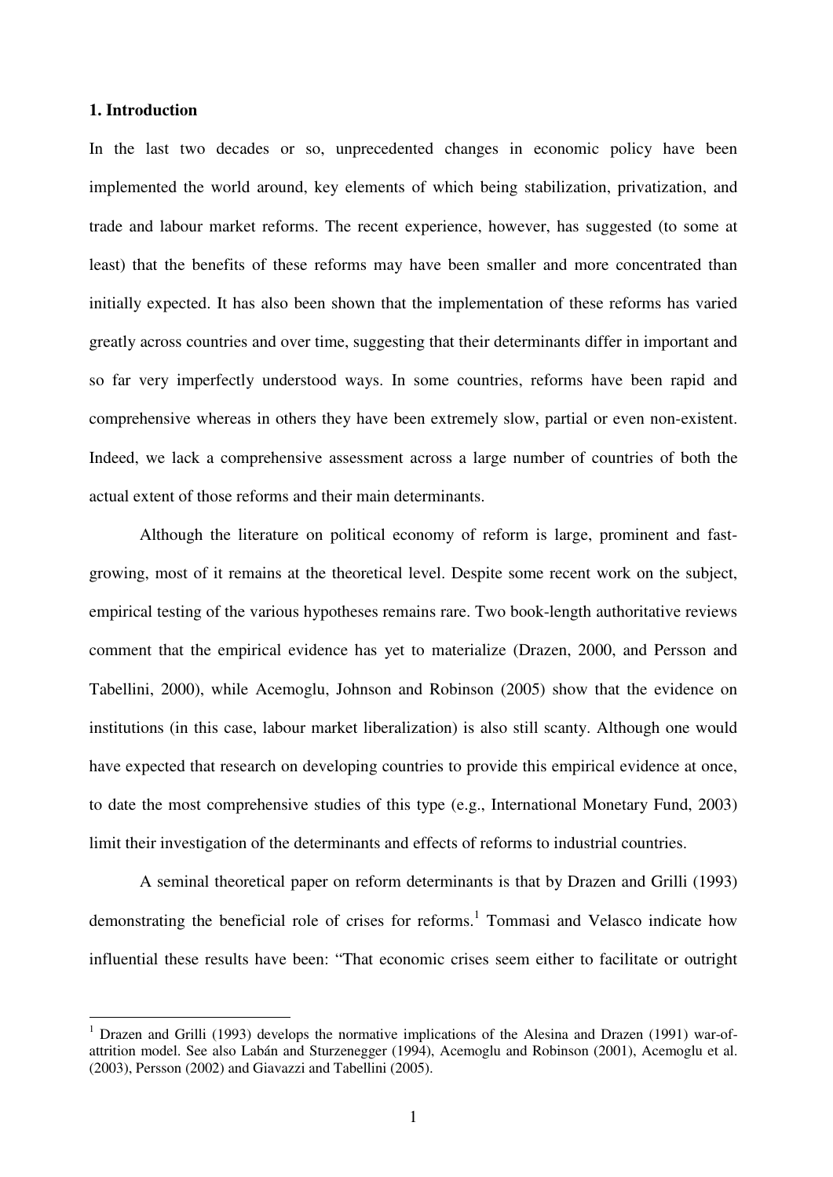## 1. Introduction

In the last two decades or so, unprecedented changes in economic policy have been implemented the world around, key elements of which being stabilization, privatization, and trade and labour market reforms. The recent experience, however, has suggested (to some at least) that the benefits of these reforms may have been smaller and more concentrated than initially expected. It has also been shown that the implementation of these reforms has varied greatly across countries and over time, suggesting that their determinants differ in important and so far very imperfectly understood ways. In some countries, reforms have been rapid and comprehensive whereas in others they have been extremely slow, partial or even non-existent. Indeed, we lack a comprehensive assessment across a large number of countries of both the actual extent of those reforms and their main determinants.

Although the literature on political economy of reform is large, prominent and fast-growing, most of it remains at the theoretical level. Despite some recent work on the subject, empirical testing of the various hypotheses remains rare. Two book-length authoritative reviews comment that the empirical evidence has yet to materialize (Drazen, 2000, and Persson and Tabellini, 2000), while Acemoglu, Johnson and Robinson (2005) show that the evidence on institutions (in this case, labour market liberalization) is also still scanty. Although one would have expected that research on developing countries to provide this empirical evidence at once, to date the most comprehensive studies of this type (e.g., International Monetary Fund, 2003) limit their investigation of the determinants and effects of reforms to industrial countries.

A seminal theoretical paper on reform determinants is that by Drazen and Grilli (1993) demonstrating the beneficial role of crises for reforms.[1] Tommasi and Velasco indicate how influential these results have been: "That economic crises seem either to facilitate or outright

[1] Drazen and Grilli (1993) develops the normative implications of the Alesina and Drazen (1991) war-of-attrition model. See also Labán and Sturzenegger (1994), Acemoglu and Robinson (2001), Acemoglu et al. (2003), Persson (2002) and Giavazzi and Tabellini (2005).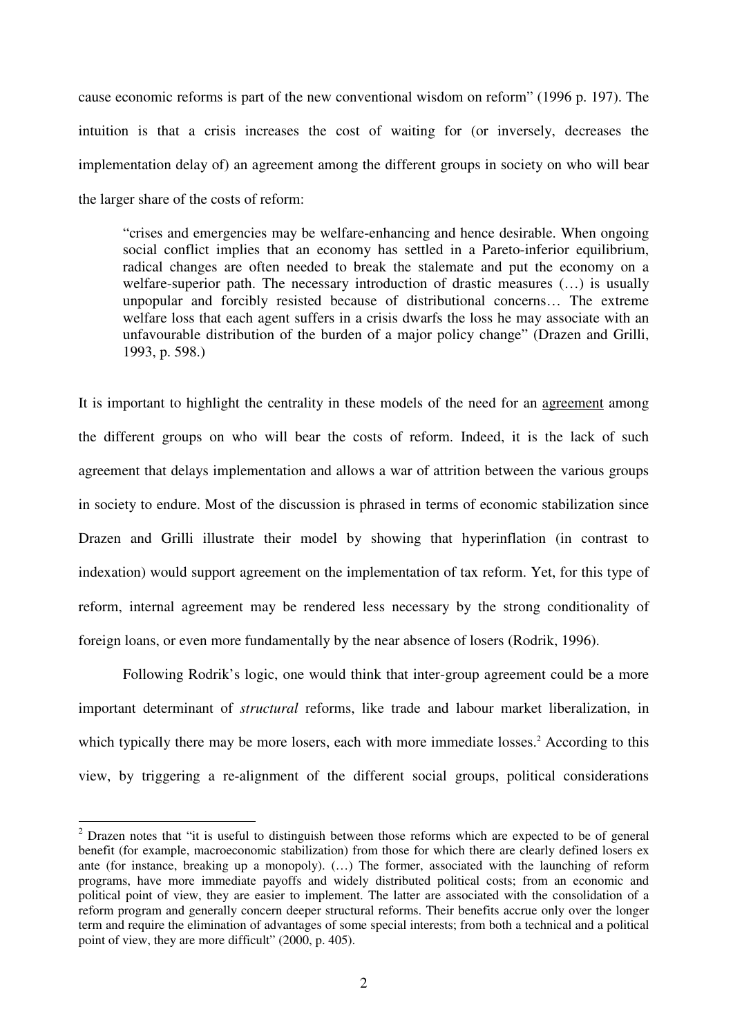cause economic reforms is part of the new conventional wisdom on reform" (1996 p. 197). The intuition is that a crisis increases the cost of waiting for (or inversely, decreases the implementation delay of) an agreement among the different groups in society on who will bear the larger share of the costs of reform:

> "crises and emergencies may be welfare-enhancing and hence desirable. When ongoing social conflict implies that an economy has settled in a Pareto-inferior equilibrium, radical changes are often needed to break the stalemate and put the economy on a welfare-superior path. The necessary introduction of drastic measures (…) is usually unpopular and forcibly resisted because of distributional concerns… The extreme welfare loss that each agent suffers in a crisis dwarfs the loss he may associate with an unfavourable distribution of the burden of a major policy change" (Drazen and Grilli, 1993, p. 598.)

It is important to highlight the centrality in these models of the need for an <u>agreement</u> among the different groups on who will bear the costs of reform. Indeed, it is the lack of such agreement that delays implementation and allows a war of attrition between the various groups in society to endure. Most of the discussion is phrased in terms of economic stabilization since Drazen and Grilli illustrate their model by showing that hyperinflation (in contrast to indexation) would support agreement on the implementation of tax reform. Yet, for this type of reform, internal agreement may be rendered less necessary by the strong conditionality of foreign loans, or even more fundamentally by the near absence of losers (Rodrik, 1996).

Following Rodrik's logic, one would think that inter-group agreement could be a more important determinant of *structural* reforms, like trade and labour market liberalization, in which typically there may be more losers, each with more immediate losses.[2] According to this view, by triggering a re-alignment of the different social groups, political considerations

---

[2] Drazen notes that "it is useful to distinguish between those reforms which are expected to be of general benefit (for example, macroeconomic stabilization) from those for which there are clearly defined losers ex ante (for instance, breaking up a monopoly). (…) The former, associated with the launching of reform programs, have more immediate payoffs and widely distributed political costs; from an economic and political point of view, they are easier to implement. The latter are associated with the consolidation of a reform program and generally concern deeper structural reforms. Their benefits accrue only over the longer term and require the elimination of advantages of some special interests; from both a technical and a political point of view, they are more difficult" (2000, p. 405).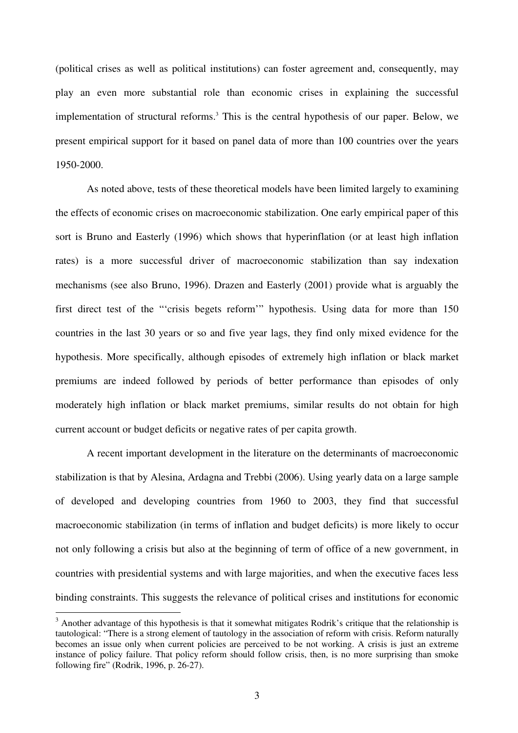(political crises as well as political institutions) can foster agreement and, consequently, may play an even more substantial role than economic crises in explaining the successful implementation of structural reforms.[3] This is the central hypothesis of our paper. Below, we present empirical support for it based on panel data of more than 100 countries over the years 1950-2000.

As noted above, tests of these theoretical models have been limited largely to examining the effects of economic crises on macroeconomic stabilization. One early empirical paper of this sort is Bruno and Easterly (1996) which shows that hyperinflation (or at least high inflation rates) is a more successful driver of macroeconomic stabilization than say indexation mechanisms (see also Bruno, 1996). Drazen and Easterly (2001) provide what is arguably the first direct test of the "'crisis begets reform'" hypothesis. Using data for more than 150 countries in the last 30 years or so and five year lags, they find only mixed evidence for the hypothesis. More specifically, although episodes of extremely high inflation or black market premiums are indeed followed by periods of better performance than episodes of only moderately high inflation or black market premiums, similar results do not obtain for high current account or budget deficits or negative rates of per capita growth.

A recent important development in the literature on the determinants of macroeconomic stabilization is that by Alesina, Ardagna and Trebbi (2006). Using yearly data on a large sample of developed and developing countries from 1960 to 2003, they find that successful macroeconomic stabilization (in terms of inflation and budget deficits) is more likely to occur not only following a crisis but also at the beginning of term of office of a new government, in countries with presidential systems and with large majorities, and when the executive faces less binding constraints. This suggests the relevance of political crises and institutions for economic

[3] Another advantage of this hypothesis is that it somewhat mitigates Rodrik's critique that the relationship is tautological: "There is a strong element of tautology in the association of reform with crisis. Reform naturally becomes an issue only when current policies are perceived to be not working. A crisis is just an extreme instance of policy failure. That policy reform should follow crisis, then, is no more surprising than smoke following fire" (Rodrik, 1996, p. 26-27).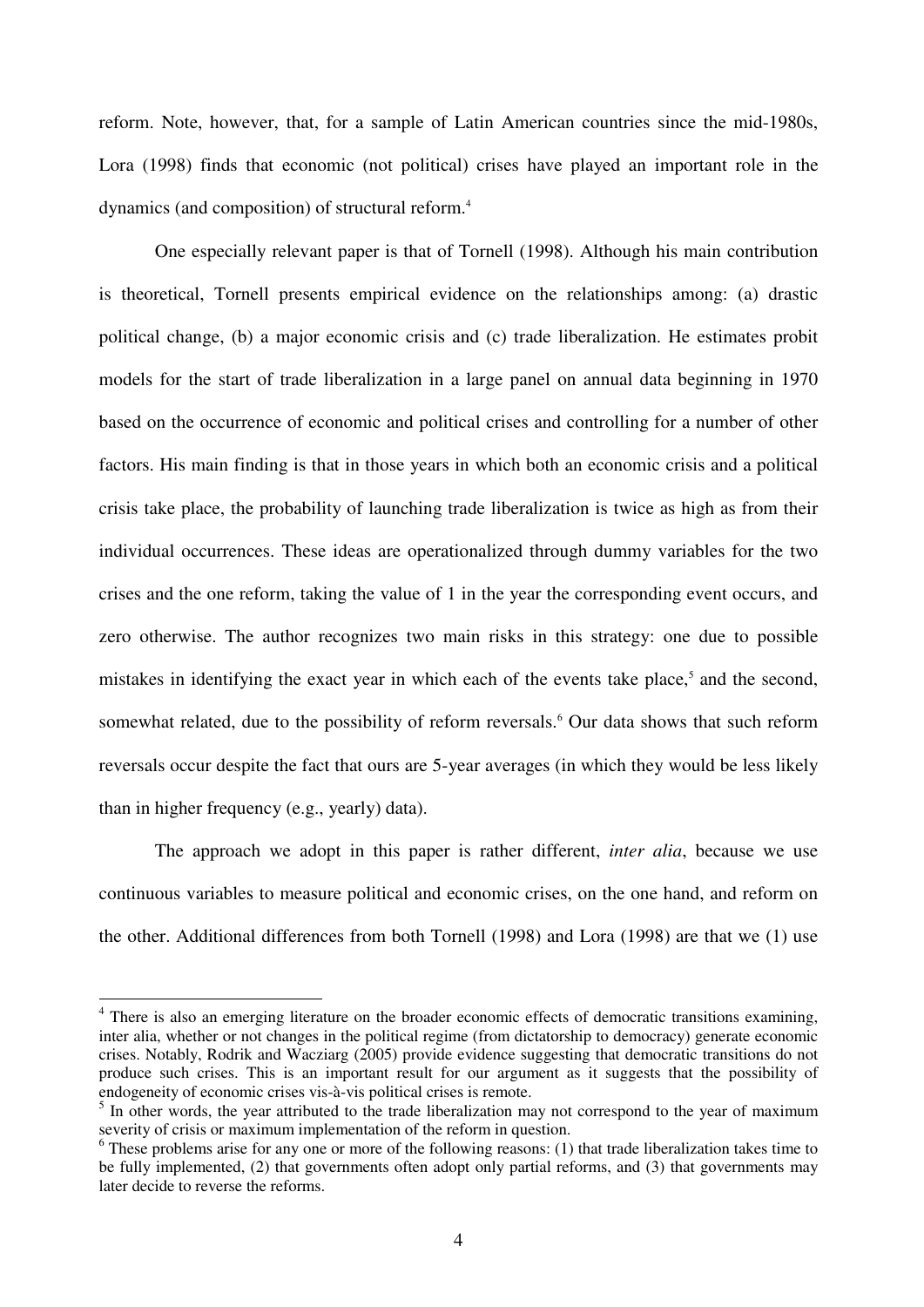reform. Note, however, that, for a sample of Latin American countries since the mid-1980s, Lora (1998) finds that economic (not political) crises have played an important role in the dynamics (and composition) of structural reform.[4]

One especially relevant paper is that of Tornell (1998). Although his main contribution is theoretical, Tornell presents empirical evidence on the relationships among: (a) drastic political change, (b) a major economic crisis and (c) trade liberalization. He estimates probit models for the start of trade liberalization in a large panel on annual data beginning in 1970 based on the occurrence of economic and political crises and controlling for a number of other factors. His main finding is that in those years in which both an economic crisis and a political crisis take place, the probability of launching trade liberalization is twice as high as from their individual occurrences. These ideas are operationalized through dummy variables for the two crises and the one reform, taking the value of 1 in the year the corresponding event occurs, and zero otherwise. The author recognizes two main risks in this strategy: one due to possible mistakes in identifying the exact year in which each of the events take place,[5] and the second, somewhat related, due to the possibility of reform reversals.[6] Our data shows that such reform reversals occur despite the fact that ours are 5-year averages (in which they would be less likely than in higher frequency (e.g., yearly) data).

The approach we adopt in this paper is rather different, *inter alia*, because we use continuous variables to measure political and economic crises, on the one hand, and reform on the other. Additional differences from both Tornell (1998) and Lora (1998) are that we (1) use

---

[4] There is also an emerging literature on the broader economic effects of democratic transitions examining, inter alia, whether or not changes in the political regime (from dictatorship to democracy) generate economic crises. Notably, Rodrik and Wacziarg (2005) provide evidence suggesting that democratic transitions do not produce such crises. This is an important result for our argument as it suggests that the possibility of endogeneity of economic crises vis-à-vis political crises is remote.

[5] In other words, the year attributed to the trade liberalization may not correspond to the year of maximum severity of crisis or maximum implementation of the reform in question.

[6] These problems arise for any one or more of the following reasons: (1) that trade liberalization takes time to be fully implemented, (2) that governments often adopt only partial reforms, and (3) that governments may later decide to reverse the reforms.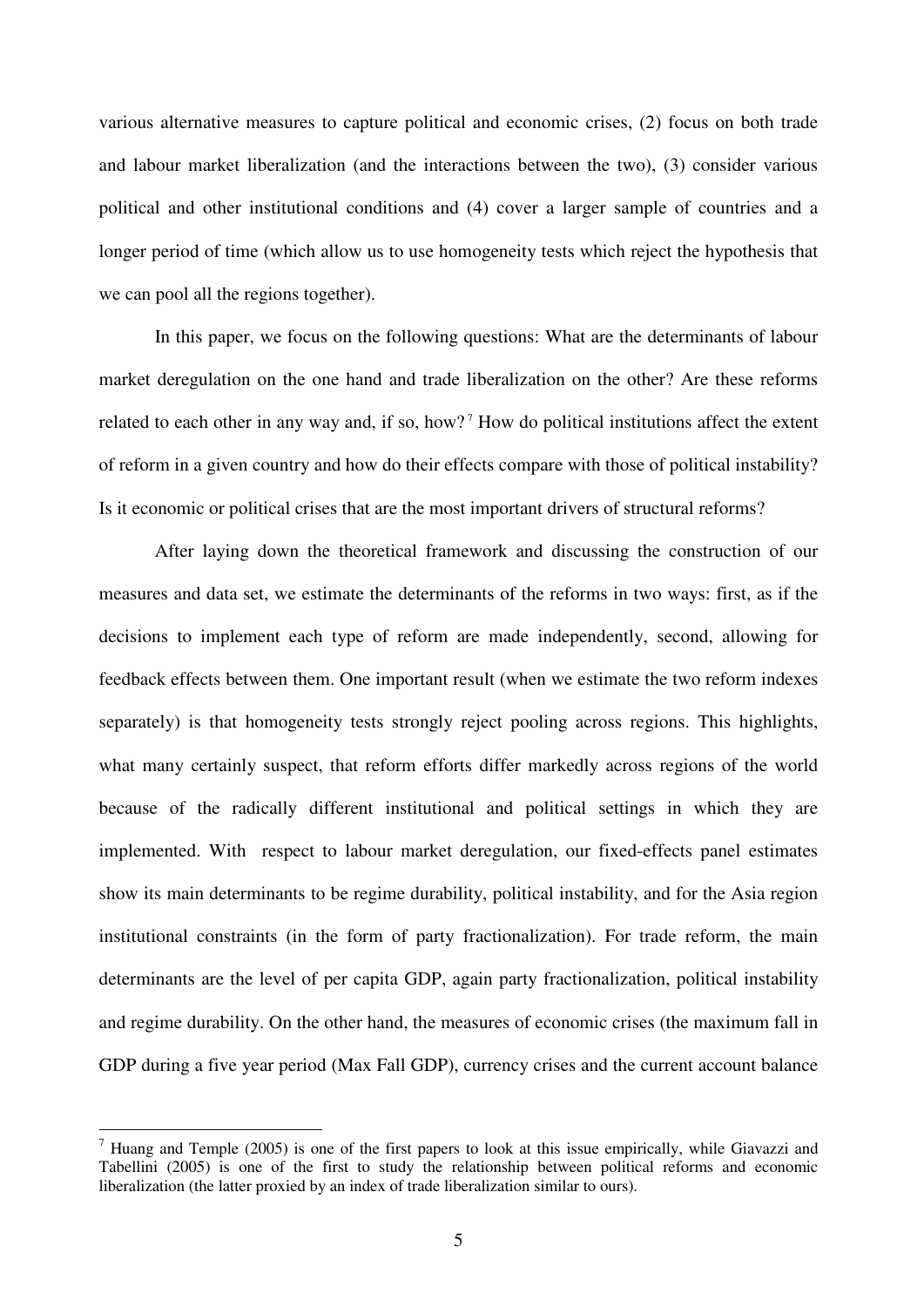various alternative measures to capture political and economic crises, (2) focus on both trade and labour market liberalization (and the interactions between the two), (3) consider various political and other institutional conditions and (4) cover a larger sample of countries and a longer period of time (which allow us to use homogeneity tests which reject the hypothesis that we can pool all the regions together).

In this paper, we focus on the following questions: What are the determinants of labour market deregulation on the one hand and trade liberalization on the other? Are these reforms related to each other in any way and, if so, how?[7] How do political institutions affect the extent of reform in a given country and how do their effects compare with those of political instability? Is it economic or political crises that are the most important drivers of structural reforms?

After laying down the theoretical framework and discussing the construction of our measures and data set, we estimate the determinants of the reforms in two ways: first, as if the decisions to implement each type of reform are made independently, second, allowing for feedback effects between them. One important result (when we estimate the two reform indexes separately) is that homogeneity tests strongly reject pooling across regions. This highlights, what many certainly suspect, that reform efforts differ markedly across regions of the world because of the radically different institutional and political settings in which they are implemented. With respect to labour market deregulation, our fixed-effects panel estimates show its main determinants to be regime durability, political instability, and for the Asia region institutional constraints (in the form of party fractionalization). For trade reform, the main determinants are the level of per capita GDP, again party fractionalization, political instability and regime durability. On the other hand, the measures of economic crises (the maximum fall in GDP during a five year period (Max Fall GDP), currency crises and the current account balance

[7] Huang and Temple (2005) is one of the first papers to look at this issue empirically, while Giavazzi and Tabellini (2005) is one of the first to study the relationship between political reforms and economic liberalization (the latter proxied by an index of trade liberalization similar to ours).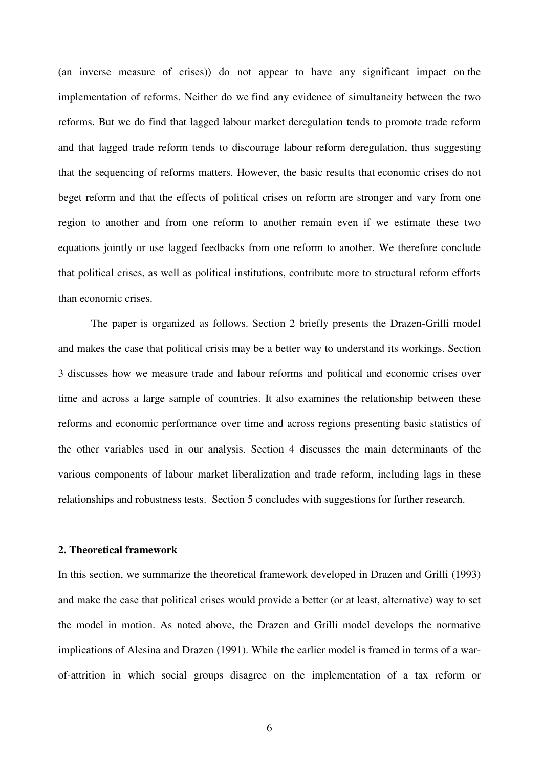(an inverse measure of crises)) do not appear to have any significant impact on the implementation of reforms. Neither do we find any evidence of simultaneity between the two reforms. But we do find that lagged labour market deregulation tends to promote trade reform and that lagged trade reform tends to discourage labour reform deregulation, thus suggesting that the sequencing of reforms matters. However, the basic results that economic crises do not beget reform and that the effects of political crises on reform are stronger and vary from one region to another and from one reform to another remain even if we estimate these two equations jointly or use lagged feedbacks from one reform to another. We therefore conclude that political crises, as well as political institutions, contribute more to structural reform efforts than economic crises.

The paper is organized as follows. Section 2 briefly presents the Drazen-Grilli model and makes the case that political crisis may be a better way to understand its workings. Section 3 discusses how we measure trade and labour reforms and political and economic crises over time and across a large sample of countries. It also examines the relationship between these reforms and economic performance over time and across regions presenting basic statistics of the other variables used in our analysis. Section 4 discusses the main determinants of the various components of labour market liberalization and trade reform, including lags in these relationships and robustness tests. Section 5 concludes with suggestions for further research.

## 2. Theoretical framework

In this section, we summarize the theoretical framework developed in Drazen and Grilli (1993) and make the case that political crises would provide a better (or at least, alternative) way to set the model in motion. As noted above, the Drazen and Grilli model develops the normative implications of Alesina and Drazen (1991). While the earlier model is framed in terms of a war-of-attrition in which social groups disagree on the implementation of a tax reform or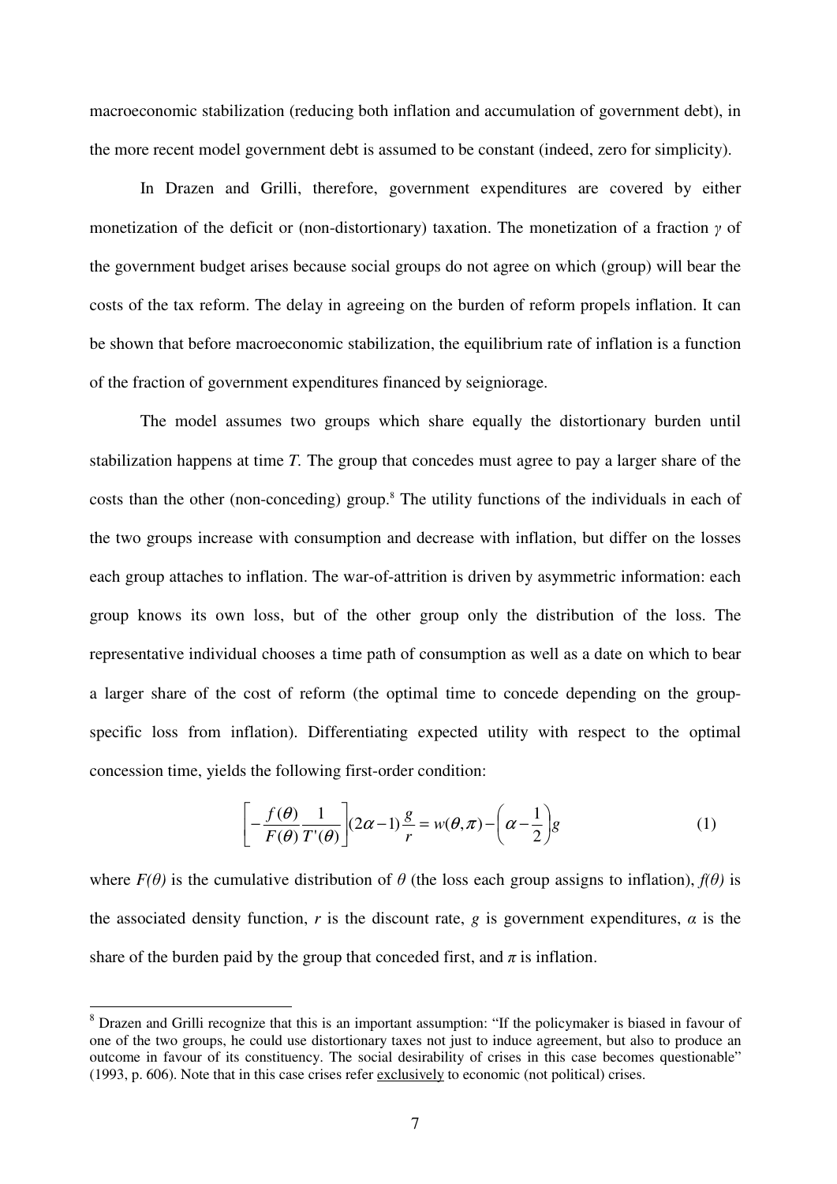macroeconomic stabilization (reducing both inflation and accumulation of government debt), in the more recent model government debt is assumed to be constant (indeed, zero for simplicity).

In Drazen and Grilli, therefore, government expenditures are covered by either monetization of the deficit or (non-distortionary) taxation. The monetization of a fraction $\gamma$ of the government budget arises because social groups do not agree on which (group) will bear the costs of the tax reform. The delay in agreeing on the burden of reform propels inflation. It can be shown that before macroeconomic stabilization, the equilibrium rate of inflation is a function of the fraction of government expenditures financed by seigniorage.

The model assumes two groups which share equally the distortionary burden until stabilization happens at time *T*. The group that concedes must agree to pay a larger share of the costs than the other (non-conceding) group.[8] The utility functions of the individuals in each of the two groups increase with consumption and decrease with inflation, but differ on the losses each group attaches to inflation. The war-of-attrition is driven by asymmetric information: each group knows its own loss, but of the other group only the distribution of the loss. The representative individual chooses a time path of consumption as well as a date on which to bear a larger share of the cost of reform (the optimal time to concede depending on the group-specific loss from inflation). Differentiating expected utility with respect to the optimal concession time, yields the following first-order condition:

$$\left[-\frac{f(\theta)}{F(\theta)}\frac{1}{T'(\theta)}\right](2\alpha-1)\frac{g}{r} = w(\theta,\pi) - \left(\alpha-\frac{1}{2}\right)g \qquad (1)$$

where $F(\theta)$ is the cumulative distribution of $\theta$ (the loss each group assigns to inflation), $f(\theta)$ is the associated density function, $r$ is the discount rate, $g$ is government expenditures, $\alpha$ is the share of the burden paid by the group that conceded first, and $\pi$ is inflation.

[8] Drazen and Grilli recognize that this is an important assumption: "If the policymaker is biased in favour of one of the two groups, he could use distortionary taxes not just to induce agreement, but also to produce an outcome in favour of its constituency. The social desirability of crises in this case becomes questionable" (1993, p. 606). Note that in this case crises refer exclusively to economic (not political) crises.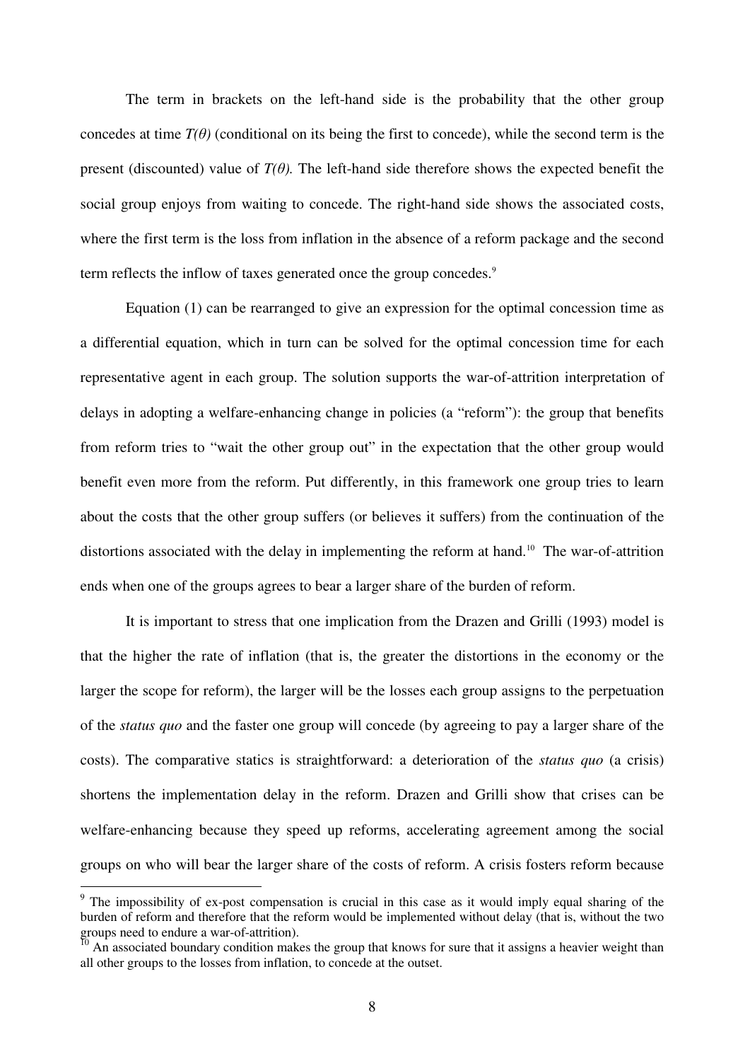The term in brackets on the left-hand side is the probability that the other group concedes at time $T(\theta)$ (conditional on its being the first to concede), while the second term is the present (discounted) value of $T(\theta)$. The left-hand side therefore shows the expected benefit the social group enjoys from waiting to concede. The right-hand side shows the associated costs, where the first term is the loss from inflation in the absence of a reform package and the second term reflects the inflow of taxes generated once the group concedes.[9]

Equation (1) can be rearranged to give an expression for the optimal concession time as a differential equation, which in turn can be solved for the optimal concession time for each representative agent in each group. The solution supports the war-of-attrition interpretation of delays in adopting a welfare-enhancing change in policies (a "reform"): the group that benefits from reform tries to "wait the other group out" in the expectation that the other group would benefit even more from the reform. Put differently, in this framework one group tries to learn about the costs that the other group suffers (or believes it suffers) from the continuation of the distortions associated with the delay in implementing the reform at hand.[10] The war-of-attrition ends when one of the groups agrees to bear a larger share of the burden of reform.

It is important to stress that one implication from the Drazen and Grilli (1993) model is that the higher the rate of inflation (that is, the greater the distortions in the economy or the larger the scope for reform), the larger will be the losses each group assigns to the perpetuation of the *status quo* and the faster one group will concede (by agreeing to pay a larger share of the costs). The comparative statics is straightforward: a deterioration of the *status quo* (a crisis) shortens the implementation delay in the reform. Drazen and Grilli show that crises can be welfare-enhancing because they speed up reforms, accelerating agreement among the social groups on who will bear the larger share of the costs of reform. A crisis fosters reform because

[9] The impossibility of ex-post compensation is crucial in this case as it would imply equal sharing of the burden of reform and therefore that the reform would be implemented without delay (that is, without the two groups need to endure a war-of-attrition).

[10] An associated boundary condition makes the group that knows for sure that it assigns a heavier weight than all other groups to the losses from inflation, to concede at the outset.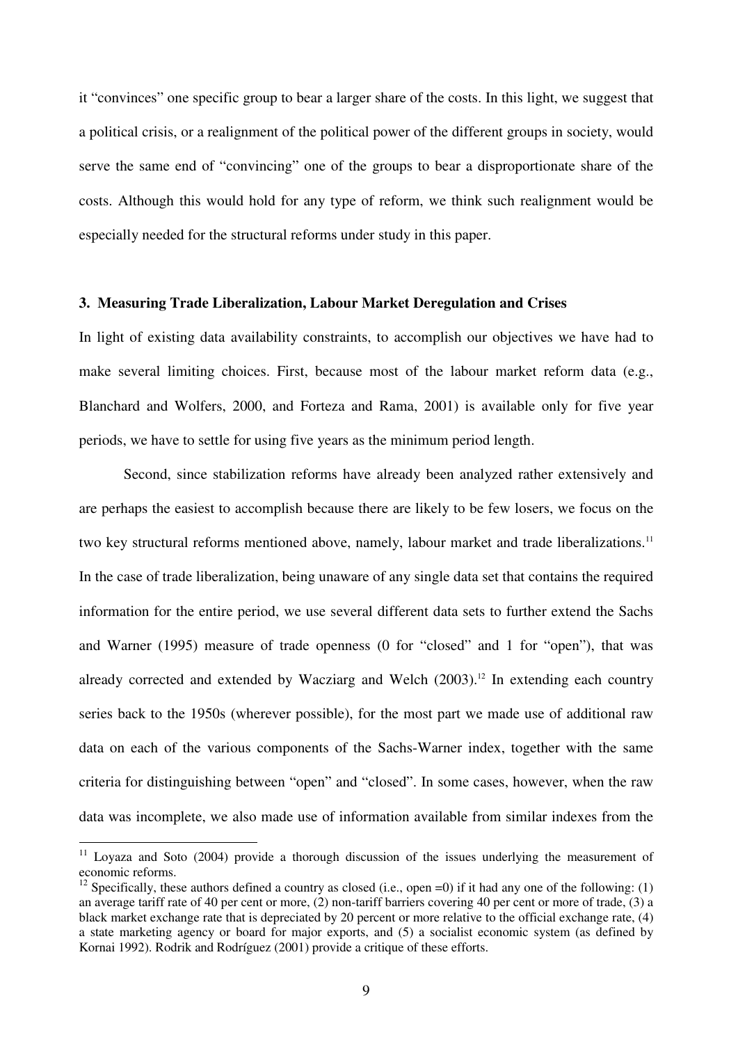it "convinces" one specific group to bear a larger share of the costs. In this light, we suggest that a political crisis, or a realignment of the political power of the different groups in society, would serve the same end of "convincing" one of the groups to bear a disproportionate share of the costs. Although this would hold for any type of reform, we think such realignment would be especially needed for the structural reforms under study in this paper.

### 3. Measuring Trade Liberalization, Labour Market Deregulation and Crises

In light of existing data availability constraints, to accomplish our objectives we have had to make several limiting choices. First, because most of the labour market reform data (e.g., Blanchard and Wolfers, 2000, and Forteza and Rama, 2001) is available only for five year periods, we have to settle for using five years as the minimum period length.

Second, since stabilization reforms have already been analyzed rather extensively and are perhaps the easiest to accomplish because there are likely to be few losers, we focus on the two key structural reforms mentioned above, namely, labour market and trade liberalizations.[11] In the case of trade liberalization, being unaware of any single data set that contains the required information for the entire period, we use several different data sets to further extend the Sachs and Warner (1995) measure of trade openness (0 for "closed" and 1 for "open"), that was already corrected and extended by Wacziarg and Welch (2003).[12] In extending each country series back to the 1950s (wherever possible), for the most part we made use of additional raw data on each of the various components of the Sachs-Warner index, together with the same criteria for distinguishing between "open" and "closed". In some cases, however, when the raw data was incomplete, we also made use of information available from similar indexes from the

---

[11] Loyaza and Soto (2004) provide a thorough discussion of the issues underlying the measurement of economic reforms.

[12] Specifically, these authors defined a country as closed (i.e., open =0) if it had any one of the following: (1) an average tariff rate of 40 per cent or more, (2) non-tariff barriers covering 40 per cent or more of trade, (3) a black market exchange rate that is depreciated by 20 percent or more relative to the official exchange rate, (4) a state marketing agency or board for major exports, and (5) a socialist economic system (as defined by Kornai 1992). Rodrik and Rodríguez (2001) provide a critique of these efforts.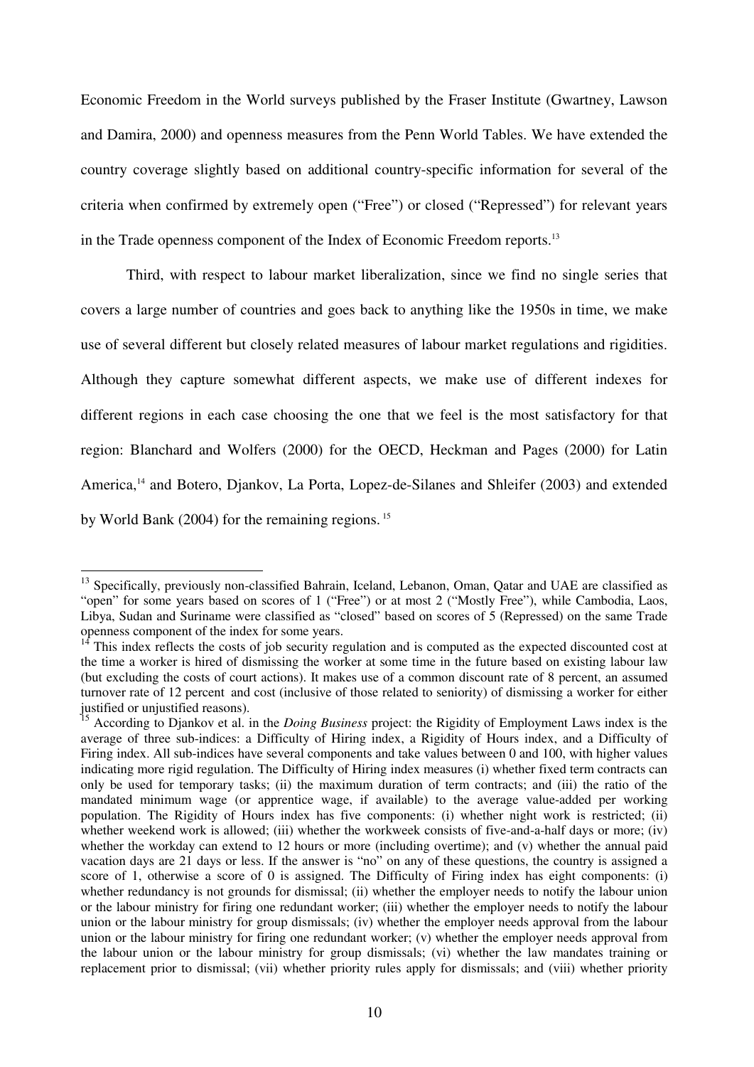Economic Freedom in the World surveys published by the Fraser Institute (Gwartney, Lawson and Damira, 2000) and openness measures from the Penn World Tables. We have extended the country coverage slightly based on additional country-specific information for several of the criteria when confirmed by extremely open ("Free") or closed ("Repressed") for relevant years in the Trade openness component of the Index of Economic Freedom reports.[13]

Third, with respect to labour market liberalization, since we find no single series that covers a large number of countries and goes back to anything like the 1950s in time, we make use of several different but closely related measures of labour market regulations and rigidities. Although they capture somewhat different aspects, we make use of different indexes for different regions in each case choosing the one that we feel is the most satisfactory for that region: Blanchard and Wolfers (2000) for the OECD, Heckman and Pages (2000) for Latin America,[14] and Botero, Djankov, La Porta, Lopez-de-Silanes and Shleifer (2003) and extended by World Bank (2004) for the remaining regions.[15]

---

[13] Specifically, previously non-classified Bahrain, Iceland, Lebanon, Oman, Qatar and UAE are classified as "open" for some years based on scores of 1 ("Free") or at most 2 ("Mostly Free"), while Cambodia, Laos, Libya, Sudan and Suriname were classified as "closed" based on scores of 5 (Repressed) on the same Trade openness component of the index for some years.

[14] This index reflects the costs of job security regulation and is computed as the expected discounted cost at the time a worker is hired of dismissing the worker at some time in the future based on existing labour law (but excluding the costs of court actions). It makes use of a common discount rate of 8 percent, an assumed turnover rate of 12 percent and cost (inclusive of those related to seniority) of dismissing a worker for either justified or unjustified reasons).

[15] According to Djankov et al. in the *Doing Business* project: the Rigidity of Employment Laws index is the average of three sub-indices: a Difficulty of Hiring index, a Rigidity of Hours index, and a Difficulty of Firing index. All sub-indices have several components and take values between 0 and 100, with higher values indicating more rigid regulation. The Difficulty of Hiring index measures (i) whether fixed term contracts can only be used for temporary tasks; (ii) the maximum duration of term contracts; and (iii) the ratio of the mandated minimum wage (or apprentice wage, if available) to the average value-added per working population. The Rigidity of Hours index has five components: (i) whether night work is restricted; (ii) whether weekend work is allowed; (iii) whether the workweek consists of five-and-a-half days or more; (iv) whether the workday can extend to 12 hours or more (including overtime); and (v) whether the annual paid vacation days are 21 days or less. If the answer is "no" on any of these questions, the country is assigned a score of 1, otherwise a score of 0 is assigned. The Difficulty of Firing index has eight components: (i) whether redundancy is not grounds for dismissal; (ii) whether the employer needs to notify the labour union or the labour ministry for firing one redundant worker; (iii) whether the employer needs to notify the labour union or the labour ministry for group dismissals; (iv) whether the employer needs approval from the labour union or the labour ministry for firing one redundant worker; (v) whether the employer needs approval from the labour union or the labour ministry for group dismissals; (vi) whether the law mandates training or replacement prior to dismissal; (vii) whether priority rules apply for dismissals; and (viii) whether priority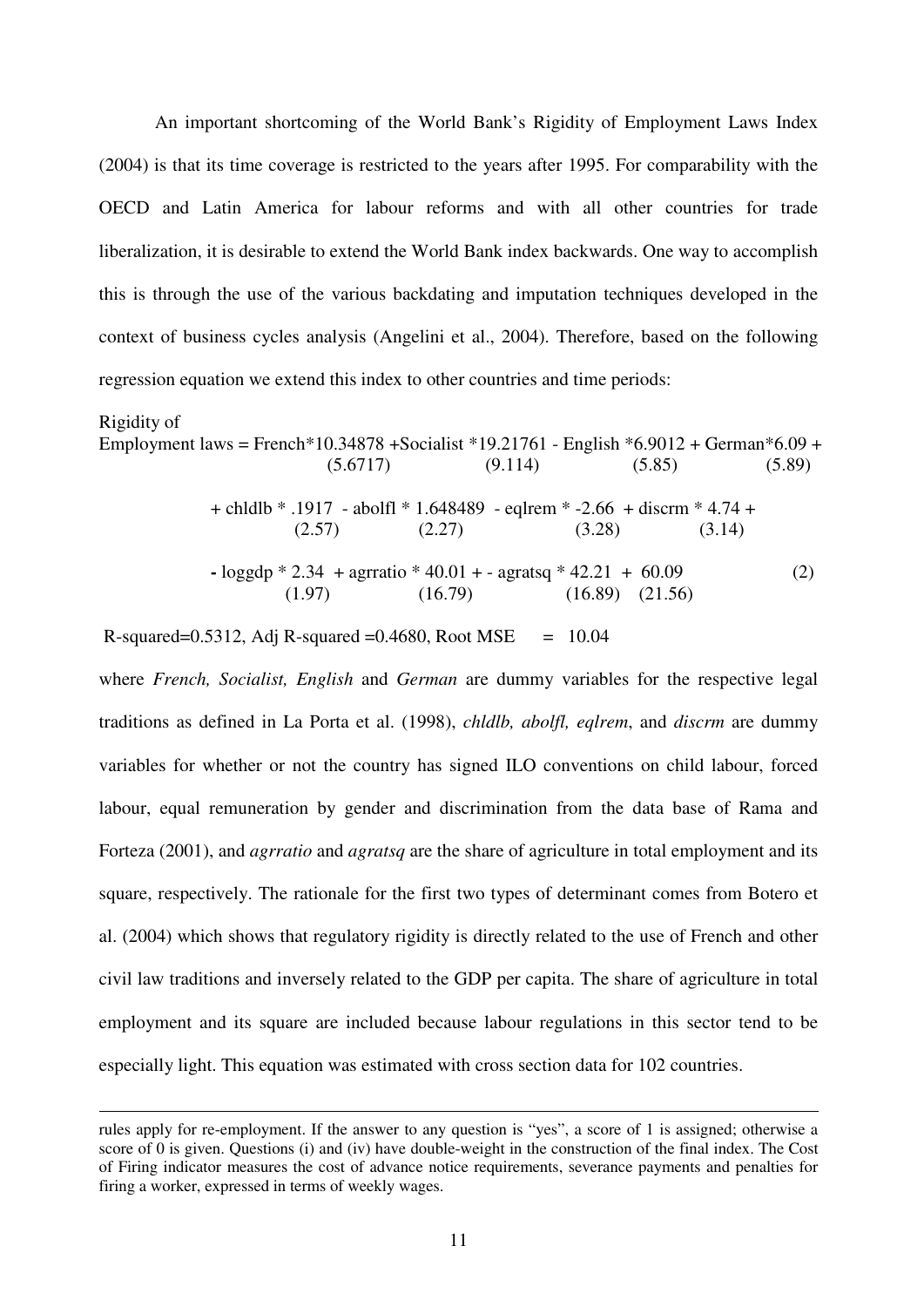An important shortcoming of the World Bank's Rigidity of Employment Laws Index (2004) is that its time coverage is restricted to the years after 1995. For comparability with the OECD and Latin America for labour reforms and with all other countries for trade liberalization, it is desirable to extend the World Bank index backwards. One way to accomplish this is through the use of the various backdating and imputation techniques developed in the context of business cycles analysis (Angelini et al., 2004). Therefore, based on the following regression equation we extend this index to other countries and time periods:

$$
\begin{aligned}
\text{Rigidity of Employment laws} = \; & \underset{(5.6717)}{French*10.34878} + \underset{(9.114)}{Socialist*19.21761} - \underset{(5.85)}{English*6.9012} + \underset{(5.89)}{German*6.09} + \\
& + \underset{(2.57)}{chldlb*.1917} - \underset{(2.27)}{abolfl*1.648489} - \underset{(3.28)}{eqlrem*-2.66} + \underset{(3.14)}{discrm*4.74} + \\
& - \underset{(1.97)}{loggdp*2.34} + \underset{(16.79)}{agrratio*40.01} + - \underset{(16.89)}{agratsq*42.21} + \underset{(21.56)}{60.09} \qquad (2)
\end{aligned}
$$

R-squared=0.5312, Adj R-squared =0.4680, Root MSE = 10.04

where *French, Socialist, English* and *German* are dummy variables for the respective legal traditions as defined in La Porta et al. (1998), *chldlb, abolfl, eqlrem*, and *discrm* are dummy variables for whether or not the country has signed ILO conventions on child labour, forced labour, equal remuneration by gender and discrimination from the data base of Rama and Forteza (2001), and *agrratio* and *agratsq* are the share of agriculture in total employment and its square, respectively. The rationale for the first two types of determinant comes from Botero et al. (2004) which shows that regulatory rigidity is directly related to the use of French and other civil law traditions and inversely related to the GDP per capita. The share of agriculture in total employment and its square are included because labour regulations in this sector tend to be especially light. This equation was estimated with cross section data for 102 countries.

---

rules apply for re-employment. If the answer to any question is "yes", a score of 1 is assigned; otherwise a score of 0 is given. Questions (i) and (iv) have double-weight in the construction of the final index. The Cost of Firing indicator measures the cost of advance notice requirements, severance payments and penalties for firing a worker, expressed in terms of weekly wages.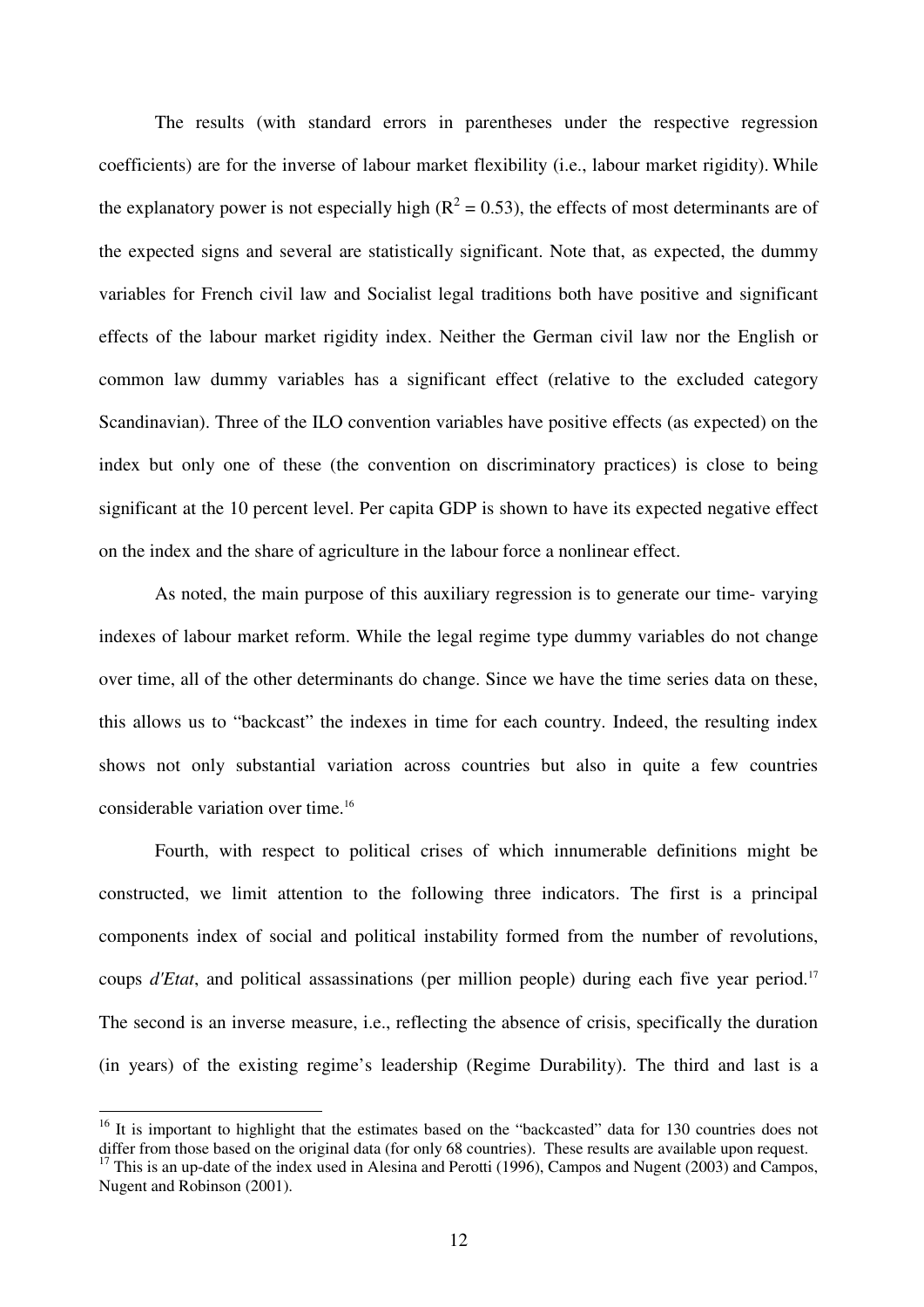The results (with standard errors in parentheses under the respective regression coefficients) are for the inverse of labour market flexibility (i.e., labour market rigidity). While the explanatory power is not especially high ($R^2 = 0.53$), the effects of most determinants are of the expected signs and several are statistically significant. Note that, as expected, the dummy variables for French civil law and Socialist legal traditions both have positive and significant effects of the labour market rigidity index. Neither the German civil law nor the English or common law dummy variables has a significant effect (relative to the excluded category Scandinavian). Three of the ILO convention variables have positive effects (as expected) on the index but only one of these (the convention on discriminatory practices) is close to being significant at the 10 percent level. Per capita GDP is shown to have its expected negative effect on the index and the share of agriculture in the labour force a nonlinear effect.

As noted, the main purpose of this auxiliary regression is to generate our time- varying indexes of labour market reform. While the legal regime type dummy variables do not change over time, all of the other determinants do change. Since we have the time series data on these, this allows us to "backcast" the indexes in time for each country. Indeed, the resulting index shows not only substantial variation across countries but also in quite a few countries considerable variation over time.[16]

Fourth, with respect to political crises of which innumerable definitions might be constructed, we limit attention to the following three indicators. The first is a principal components index of social and political instability formed from the number of revolutions, coups *d'Etat*, and political assassinations (per million people) during each five year period.[17] The second is an inverse measure, i.e., reflecting the absence of crisis, specifically the duration (in years) of the existing regime's leadership (Regime Durability). The third and last is a

[16] It is important to highlight that the estimates based on the "backcasted" data for 130 countries does not differ from those based on the original data (for only 68 countries). These results are available upon request.

[17] This is an up-date of the index used in Alesina and Perotti (1996), Campos and Nugent (2003) and Campos, Nugent and Robinson (2001).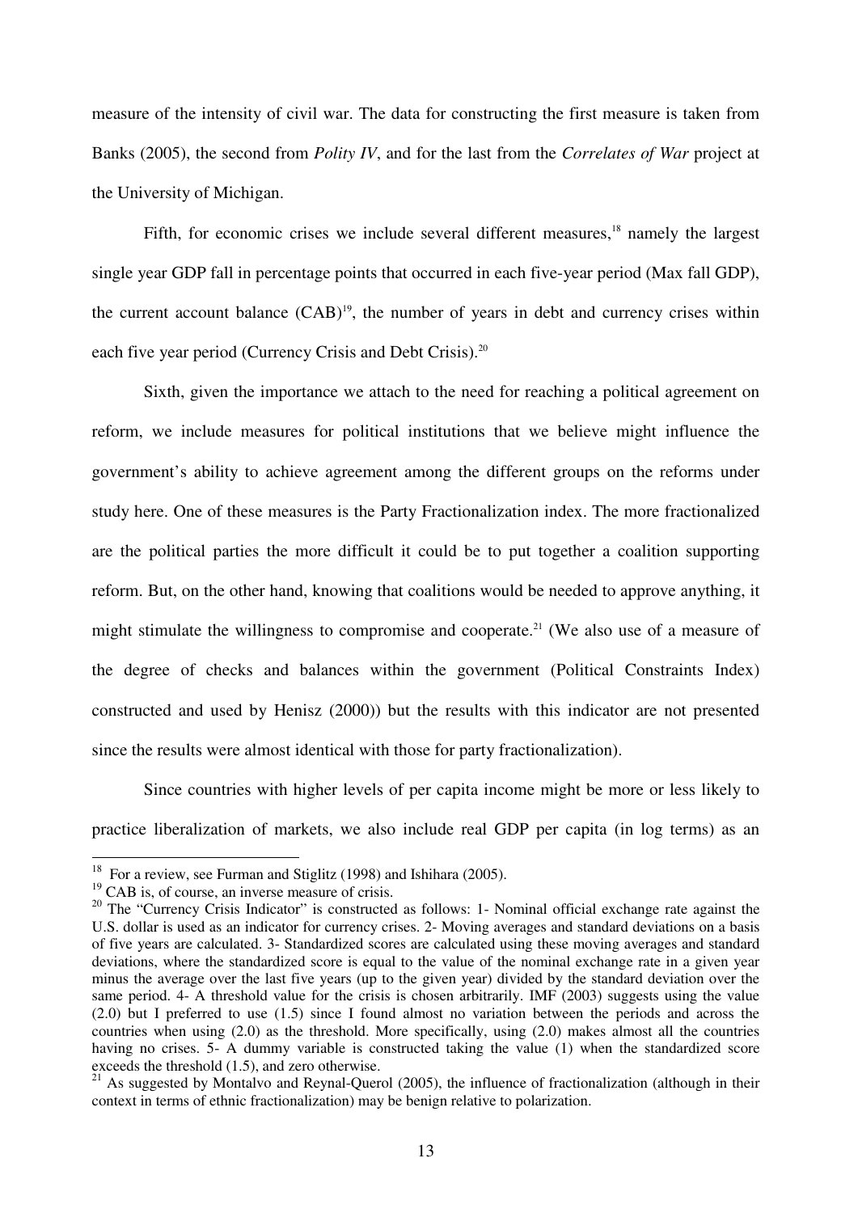measure of the intensity of civil war. The data for constructing the first measure is taken from Banks (2005), the second from *Polity IV*, and for the last from the *Correlates of War* project at the University of Michigan.

Fifth, for economic crises we include several different measures,[18] namely the largest single year GDP fall in percentage points that occurred in each five-year period (Max fall GDP), the current account balance (CAB)[19], the number of years in debt and currency crises within each five year period (Currency Crisis and Debt Crisis).[20]

Sixth, given the importance we attach to the need for reaching a political agreement on reform, we include measures for political institutions that we believe might influence the government's ability to achieve agreement among the different groups on the reforms under study here. One of these measures is the Party Fractionalization index. The more fractionalized are the political parties the more difficult it could be to put together a coalition supporting reform. But, on the other hand, knowing that coalitions would be needed to approve anything, it might stimulate the willingness to compromise and cooperate.[21] (We also use of a measure of the degree of checks and balances within the government (Political Constraints Index) constructed and used by Henisz (2000)) but the results with this indicator are not presented since the results were almost identical with those for party fractionalization).

Since countries with higher levels of per capita income might be more or less likely to practice liberalization of markets, we also include real GDP per capita (in log terms) as an

---

[18] For a review, see Furman and Stiglitz (1998) and Ishihara (2005).

[19] CAB is, of course, an inverse measure of crisis.

[20] The "Currency Crisis Indicator" is constructed as follows: 1- Nominal official exchange rate against the U.S. dollar is used as an indicator for currency crises. 2- Moving averages and standard deviations on a basis of five years are calculated. 3- Standardized scores are calculated using these moving averages and standard deviations, where the standardized score is equal to the value of the nominal exchange rate in a given year minus the average over the last five years (up to the given year) divided by the standard deviation over the same period. 4- A threshold value for the crisis is chosen arbitrarily. IMF (2003) suggests using the value (2.0) but I preferred to use (1.5) since I found almost no variation between the periods and across the countries when using (2.0) as the threshold. More specifically, using (2.0) makes almost all the countries having no crises. 5- A dummy variable is constructed taking the value (1) when the standardized score exceeds the threshold (1.5), and zero otherwise.

[21] As suggested by Montalvo and Reynal-Querol (2005), the influence of fractionalization (although in their context in terms of ethnic fractionalization) may be benign relative to polarization.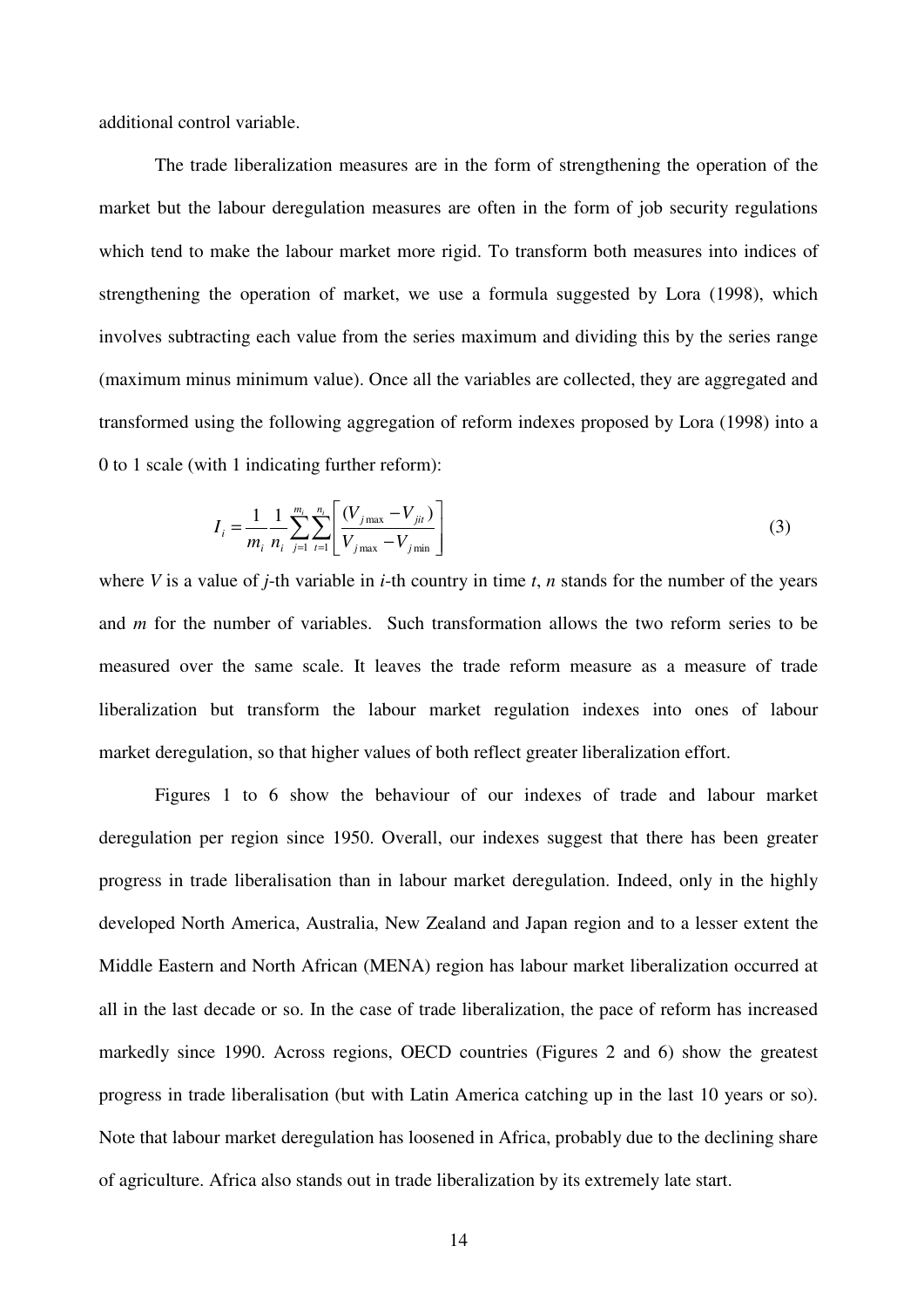additional control variable.

The trade liberalization measures are in the form of strengthening the operation of the market but the labour deregulation measures are often in the form of job security regulations which tend to make the labour market more rigid. To transform both measures into indices of strengthening the operation of market, we use a formula suggested by Lora (1998), which involves subtracting each value from the series maximum and dividing this by the series range (maximum minus minimum value). Once all the variables are collected, they are aggregated and transformed using the following aggregation of reform indexes proposed by Lora (1998) into a 0 to 1 scale (with 1 indicating further reform):

$$I_i = \frac{1}{m_i}\frac{1}{n_i}\sum_{j=1}^{m_i}\sum_{t=1}^{n_i}\left[\frac{(V_{j\max} - V_{jit})}{V_{j\max} - V_{j\min}}\right] \tag{3}$$

where $V$ is a value of $j$-th variable in $i$-th country in time $t$, $n$ stands for the number of the years and $m$ for the number of variables. Such transformation allows the two reform series to be measured over the same scale. It leaves the trade reform measure as a measure of trade liberalization but transform the labour market regulation indexes into ones of labour market deregulation, so that higher values of both reflect greater liberalization effort.

Figures 1 to 6 show the behaviour of our indexes of trade and labour market deregulation per region since 1950. Overall, our indexes suggest that there has been greater progress in trade liberalisation than in labour market deregulation. Indeed, only in the highly developed North America, Australia, New Zealand and Japan region and to a lesser extent the Middle Eastern and North African (MENA) region has labour market liberalization occurred at all in the last decade or so. In the case of trade liberalization, the pace of reform has increased markedly since 1990. Across regions, OECD countries (Figures 2 and 6) show the greatest progress in trade liberalisation (but with Latin America catching up in the last 10 years or so). Note that labour market deregulation has loosened in Africa, probably due to the declining share of agriculture. Africa also stands out in trade liberalization by its extremely late start.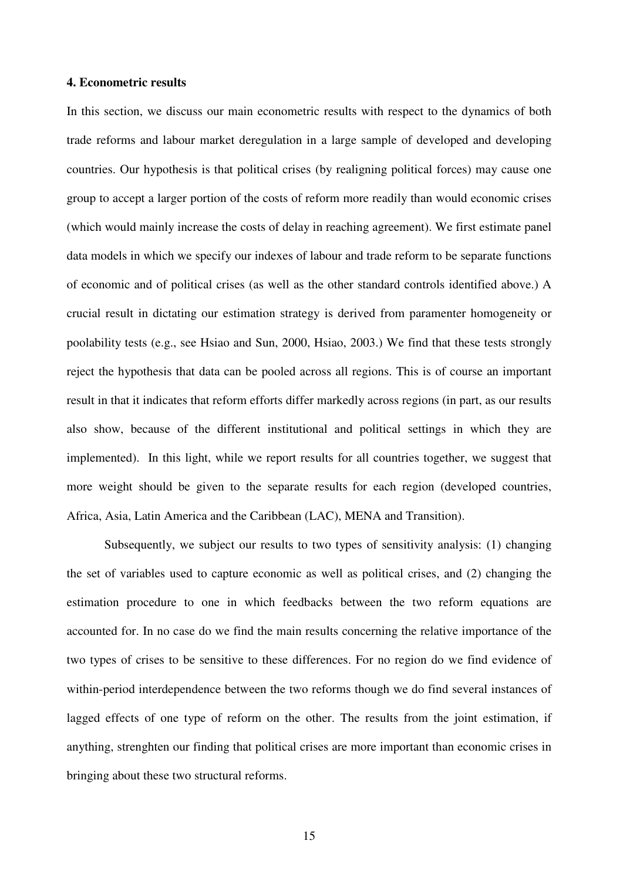**4. Econometric results**

In this section, we discuss our main econometric results with respect to the dynamics of both trade reforms and labour market deregulation in a large sample of developed and developing countries. Our hypothesis is that political crises (by realigning political forces) may cause one group to accept a larger portion of the costs of reform more readily than would economic crises (which would mainly increase the costs of delay in reaching agreement). We first estimate panel data models in which we specify our indexes of labour and trade reform to be separate functions of economic and of political crises (as well as the other standard controls identified above.) A crucial result in dictating our estimation strategy is derived from paramenter homogeneity or poolability tests (e.g., see Hsiao and Sun, 2000, Hsiao, 2003.) We find that these tests strongly reject the hypothesis that data can be pooled across all regions. This is of course an important result in that it indicates that reform efforts differ markedly across regions (in part, as our results also show, because of the different institutional and political settings in which they are implemented). In this light, while we report results for all countries together, we suggest that more weight should be given to the separate results for each region (developed countries, Africa, Asia, Latin America and the Caribbean (LAC), MENA and Transition).

Subsequently, we subject our results to two types of sensitivity analysis: (1) changing the set of variables used to capture economic as well as political crises, and (2) changing the estimation procedure to one in which feedbacks between the two reform equations are accounted for. In no case do we find the main results concerning the relative importance of the two types of crises to be sensitive to these differences. For no region do we find evidence of within-period interdependence between the two reforms though we do find several instances of lagged effects of one type of reform on the other. The results from the joint estimation, if anything, strenghten our finding that political crises are more important than economic crises in bringing about these two structural reforms.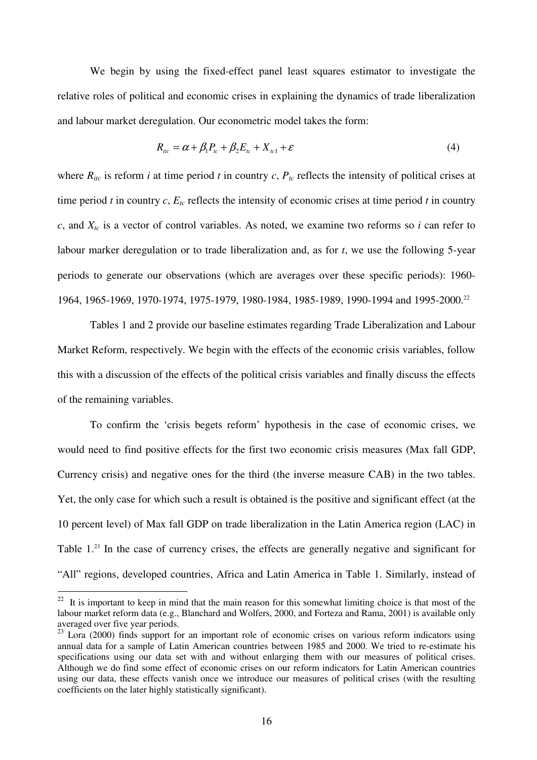We begin by using the fixed-effect panel least squares estimator to investigate the relative roles of political and economic crises in explaining the dynamics of trade liberalization and labour market deregulation. Our econometric model takes the form:

$$R_{itc} = \alpha + \beta_1 P_{tc} + \beta_2 E_{tc} + X_{tc1} + \varepsilon \tag{4}$$

where $R_{itc}$ is reform $i$ at time period $t$ in country $c$, $P_{tc}$ reflects the intensity of political crises at time period $t$ in country $c$, $E_{tc}$ reflects the intensity of economic crises at time period $t$ in country $c$, and $X_{tc}$ is a vector of control variables. As noted, we examine two reforms so $i$ can refer to labour marker deregulation or to trade liberalization and, as for $t$, we use the following 5-year periods to generate our observations (which are averages over these specific periods): 1960-1964, 1965-1969, 1970-1974, 1975-1979, 1980-1984, 1985-1989, 1990-1994 and 1995-2000.[22]

Tables 1 and 2 provide our baseline estimates regarding Trade Liberalization and Labour Market Reform, respectively. We begin with the effects of the economic crisis variables, follow this with a discussion of the effects of the political crisis variables and finally discuss the effects of the remaining variables.

To confirm the 'crisis begets reform' hypothesis in the case of economic crises, we would need to find positive effects for the first two economic crisis measures (Max fall GDP, Currency crisis) and negative ones for the third (the inverse measure CAB) in the two tables. Yet, the only case for which such a result is obtained is the positive and significant effect (at the 10 percent level) of Max fall GDP on trade liberalization in the Latin America region (LAC) in Table 1.[23] In the case of currency crises, the effects are generally negative and significant for "All" regions, developed countries, Africa and Latin America in Table 1. Similarly, instead of

---

[22] It is important to keep in mind that the main reason for this somewhat limiting choice is that most of the labour market reform data (e.g., Blanchard and Wolfers, 2000, and Forteza and Rama, 2001) is available only averaged over five year periods.

[23] Lora (2000) finds support for an important role of economic crises on various reform indicators using annual data for a sample of Latin American countries between 1985 and 2000. We tried to re-estimate his specifications using our data set with and without enlarging them with our measures of political crises. Although we do find some effect of economic crises on our reform indicators for Latin American countries using our data, these effects vanish once we introduce our measures of political crises (with the resulting coefficients on the later highly statistically significant).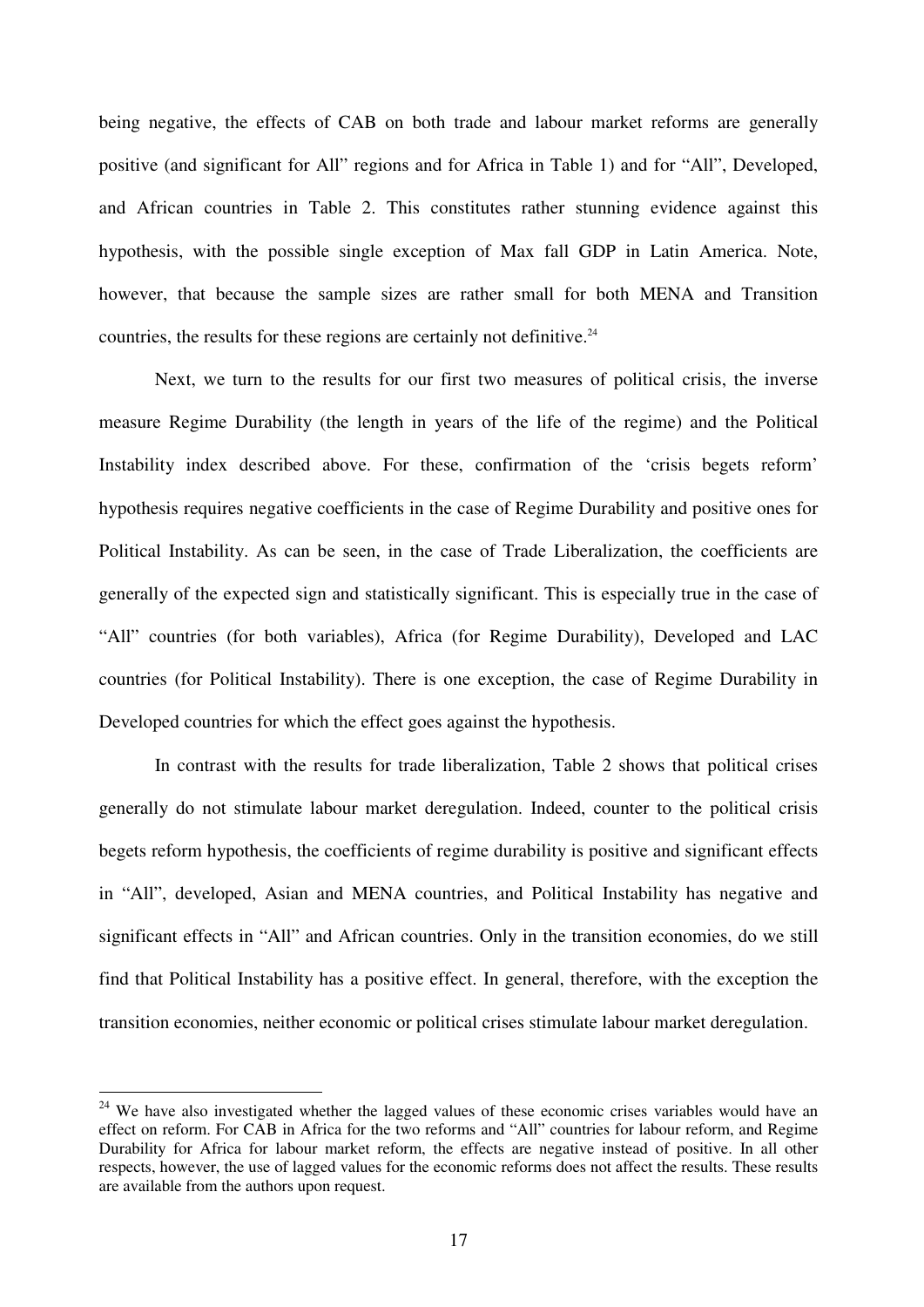being negative, the effects of CAB on both trade and labour market reforms are generally positive (and significant for All" regions and for Africa in Table 1) and for "All", Developed, and African countries in Table 2. This constitutes rather stunning evidence against this hypothesis, with the possible single exception of Max fall GDP in Latin America. Note, however, that because the sample sizes are rather small for both MENA and Transition countries, the results for these regions are certainly not definitive.[24]

Next, we turn to the results for our first two measures of political crisis, the inverse measure Regime Durability (the length in years of the life of the regime) and the Political Instability index described above. For these, confirmation of the 'crisis begets reform' hypothesis requires negative coefficients in the case of Regime Durability and positive ones for Political Instability. As can be seen, in the case of Trade Liberalization, the coefficients are generally of the expected sign and statistically significant. This is especially true in the case of "All" countries (for both variables), Africa (for Regime Durability), Developed and LAC countries (for Political Instability). There is one exception, the case of Regime Durability in Developed countries for which the effect goes against the hypothesis.

In contrast with the results for trade liberalization, Table 2 shows that political crises generally do not stimulate labour market deregulation. Indeed, counter to the political crisis begets reform hypothesis, the coefficients of regime durability is positive and significant effects in "All", developed, Asian and MENA countries, and Political Instability has negative and significant effects in "All" and African countries. Only in the transition economies, do we still find that Political Instability has a positive effect. In general, therefore, with the exception the transition economies, neither economic or political crises stimulate labour market deregulation.

---

[24] We have also investigated whether the lagged values of these economic crises variables would have an effect on reform. For CAB in Africa for the two reforms and "All" countries for labour reform, and Regime Durability for Africa for labour market reform, the effects are negative instead of positive. In all other respects, however, the use of lagged values for the economic reforms does not affect the results. These results are available from the authors upon request.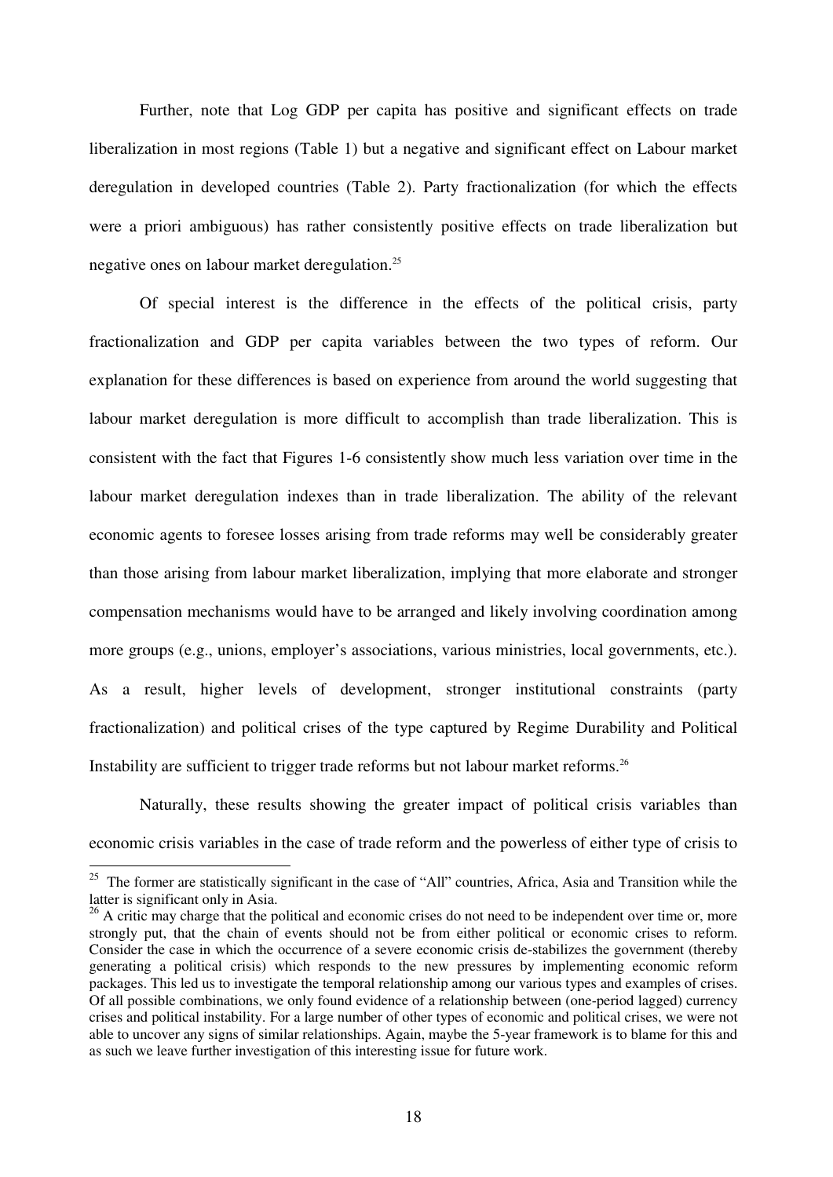Further, note that Log GDP per capita has positive and significant effects on trade liberalization in most regions (Table 1) but a negative and significant effect on Labour market deregulation in developed countries (Table 2). Party fractionalization (for which the effects were a priori ambiguous) has rather consistently positive effects on trade liberalization but negative ones on labour market deregulation.[25]

Of special interest is the difference in the effects of the political crisis, party fractionalization and GDP per capita variables between the two types of reform. Our explanation for these differences is based on experience from around the world suggesting that labour market deregulation is more difficult to accomplish than trade liberalization. This is consistent with the fact that Figures 1-6 consistently show much less variation over time in the labour market deregulation indexes than in trade liberalization. The ability of the relevant economic agents to foresee losses arising from trade reforms may well be considerably greater than those arising from labour market liberalization, implying that more elaborate and stronger compensation mechanisms would have to be arranged and likely involving coordination among more groups (e.g., unions, employer's associations, various ministries, local governments, etc.). As a result, higher levels of development, stronger institutional constraints (party fractionalization) and political crises of the type captured by Regime Durability and Political Instability are sufficient to trigger trade reforms but not labour market reforms.[26]

Naturally, these results showing the greater impact of political crisis variables than economic crisis variables in the case of trade reform and the powerless of either type of crisis to

---

[25] The former are statistically significant in the case of "All" countries, Africa, Asia and Transition while the latter is significant only in Asia.

[26] A critic may charge that the political and economic crises do not need to be independent over time or, more strongly put, that the chain of events should not be from either political or economic crises to reform. Consider the case in which the occurrence of a severe economic crisis de-stabilizes the government (thereby generating a political crisis) which responds to the new pressures by implementing economic reform packages. This led us to investigate the temporal relationship among our various types and examples of crises. Of all possible combinations, we only found evidence of a relationship between (one-period lagged) currency crises and political instability. For a large number of other types of economic and political crises, we were not able to uncover any signs of similar relationships. Again, maybe the 5-year framework is to blame for this and as such we leave further investigation of this interesting issue for future work.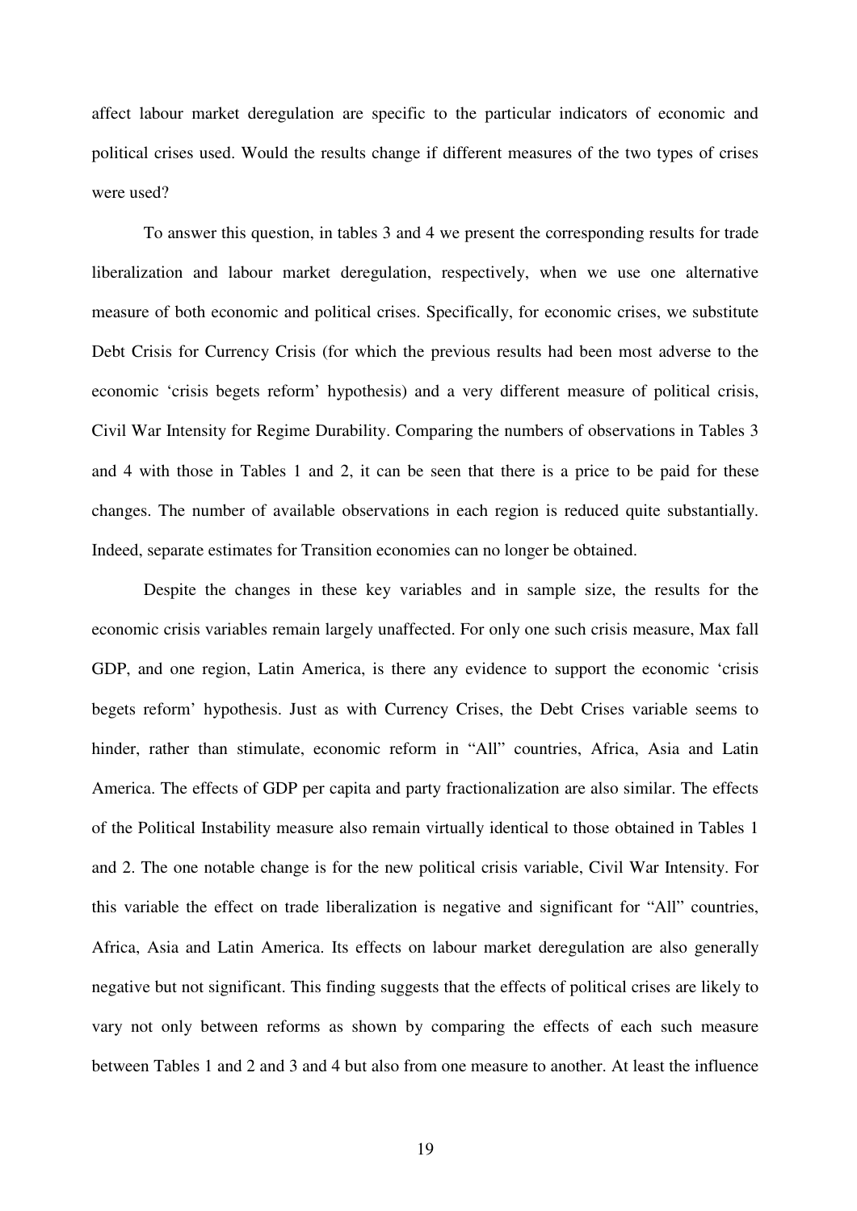affect labour market deregulation are specific to the particular indicators of economic and political crises used. Would the results change if different measures of the two types of crises were used?

To answer this question, in tables 3 and 4 we present the corresponding results for trade liberalization and labour market deregulation, respectively, when we use one alternative measure of both economic and political crises. Specifically, for economic crises, we substitute Debt Crisis for Currency Crisis (for which the previous results had been most adverse to the economic 'crisis begets reform' hypothesis) and a very different measure of political crisis, Civil War Intensity for Regime Durability. Comparing the numbers of observations in Tables 3 and 4 with those in Tables 1 and 2, it can be seen that there is a price to be paid for these changes. The number of available observations in each region is reduced quite substantially. Indeed, separate estimates for Transition economies can no longer be obtained.

Despite the changes in these key variables and in sample size, the results for the economic crisis variables remain largely unaffected. For only one such crisis measure, Max fall GDP, and one region, Latin America, is there any evidence to support the economic 'crisis begets reform' hypothesis. Just as with Currency Crises, the Debt Crises variable seems to hinder, rather than stimulate, economic reform in "All" countries, Africa, Asia and Latin America. The effects of GDP per capita and party fractionalization are also similar. The effects of the Political Instability measure also remain virtually identical to those obtained in Tables 1 and 2. The one notable change is for the new political crisis variable, Civil War Intensity. For this variable the effect on trade liberalization is negative and significant for "All" countries, Africa, Asia and Latin America. Its effects on labour market deregulation are also generally negative but not significant. This finding suggests that the effects of political crises are likely to vary not only between reforms as shown by comparing the effects of each such measure between Tables 1 and 2 and 3 and 4 but also from one measure to another. At least the influence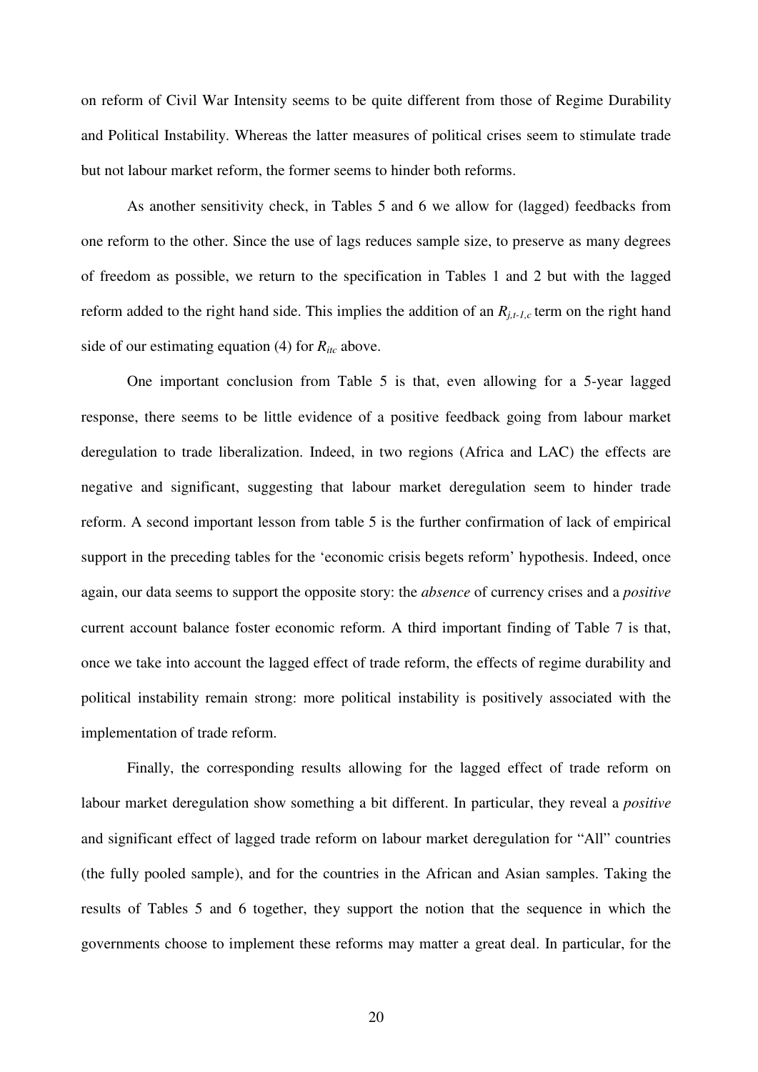on reform of Civil War Intensity seems to be quite different from those of Regime Durability and Political Instability. Whereas the latter measures of political crises seem to stimulate trade but not labour market reform, the former seems to hinder both reforms.

As another sensitivity check, in Tables 5 and 6 we allow for (lagged) feedbacks from one reform to the other. Since the use of lags reduces sample size, to preserve as many degrees of freedom as possible, we return to the specification in Tables 1 and 2 but with the lagged reform added to the right hand side. This implies the addition of an $R_{j,t-1,c}$ term on the right hand side of our estimating equation (4) for $R_{itc}$ above.

One important conclusion from Table 5 is that, even allowing for a 5-year lagged response, there seems to be little evidence of a positive feedback going from labour market deregulation to trade liberalization. Indeed, in two regions (Africa and LAC) the effects are negative and significant, suggesting that labour market deregulation seem to hinder trade reform. A second important lesson from table 5 is the further confirmation of lack of empirical support in the preceding tables for the 'economic crisis begets reform' hypothesis. Indeed, once again, our data seems to support the opposite story: the *absence* of currency crises and a *positive* current account balance foster economic reform. A third important finding of Table 7 is that, once we take into account the lagged effect of trade reform, the effects of regime durability and political instability remain strong: more political instability is positively associated with the implementation of trade reform.

Finally, the corresponding results allowing for the lagged effect of trade reform on labour market deregulation show something a bit different. In particular, they reveal a *positive* and significant effect of lagged trade reform on labour market deregulation for "All" countries (the fully pooled sample), and for the countries in the African and Asian samples. Taking the results of Tables 5 and 6 together, they support the notion that the sequence in which the governments choose to implement these reforms may matter a great deal. In particular, for the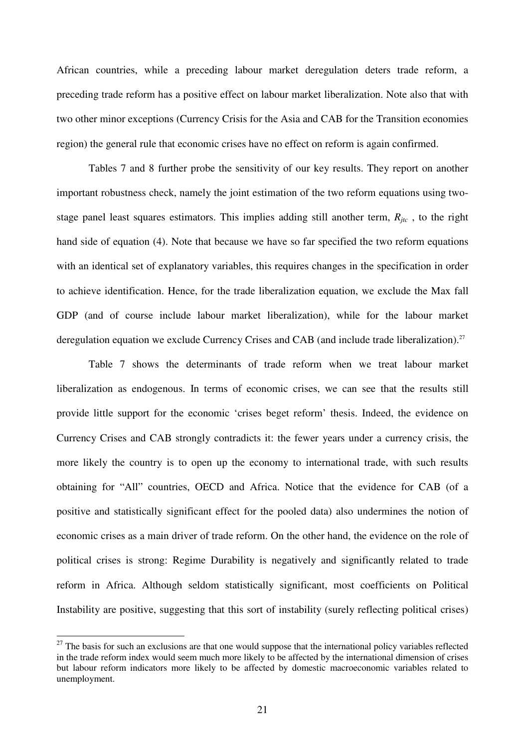African countries, while a preceding labour market deregulation deters trade reform, a preceding trade reform has a positive effect on labour market liberalization. Note also that with two other minor exceptions (Currency Crisis for the Asia and CAB for the Transition economies region) the general rule that economic crises have no effect on reform is again confirmed.

Tables 7 and 8 further probe the sensitivity of our key results. They report on another important robustness check, namely the joint estimation of the two reform equations using two-stage panel least squares estimators. This implies adding still another term, $R_{jtc}$ , to the right hand side of equation (4). Note that because we have so far specified the two reform equations with an identical set of explanatory variables, this requires changes in the specification in order to achieve identification. Hence, for the trade liberalization equation, we exclude the Max fall GDP (and of course include labour market liberalization), while for the labour market deregulation equation we exclude Currency Crises and CAB (and include trade liberalization).[27]

Table 7 shows the determinants of trade reform when we treat labour market liberalization as endogenous. In terms of economic crises, we can see that the results still provide little support for the economic 'crises beget reform' thesis. Indeed, the evidence on Currency Crises and CAB strongly contradicts it: the fewer years under a currency crisis, the more likely the country is to open up the economy to international trade, with such results obtaining for "All" countries, OECD and Africa. Notice that the evidence for CAB (of a positive and statistically significant effect for the pooled data) also undermines the notion of economic crises as a main driver of trade reform. On the other hand, the evidence on the role of political crises is strong: Regime Durability is negatively and significantly related to trade reform in Africa. Although seldom statistically significant, most coefficients on Political Instability are positive, suggesting that this sort of instability (surely reflecting political crises)

[27] The basis for such an exclusions are that one would suppose that the international policy variables reflected in the trade reform index would seem much more likely to be affected by the international dimension of crises but labour reform indicators more likely to be affected by domestic macroeconomic variables related to unemployment.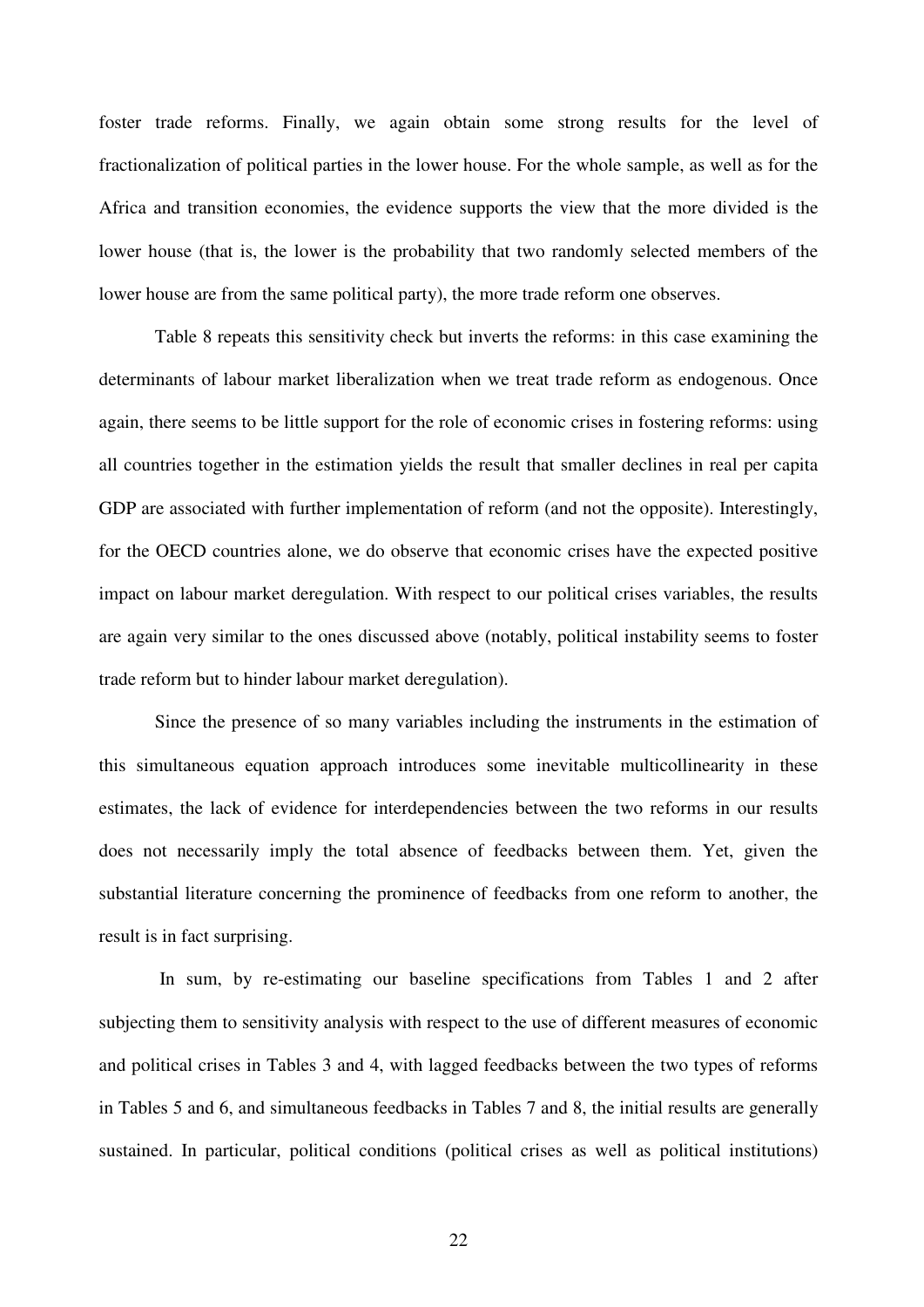foster trade reforms. Finally, we again obtain some strong results for the level of fractionalization of political parties in the lower house. For the whole sample, as well as for the Africa and transition economies, the evidence supports the view that the more divided is the lower house (that is, the lower is the probability that two randomly selected members of the lower house are from the same political party), the more trade reform one observes.

Table 8 repeats this sensitivity check but inverts the reforms: in this case examining the determinants of labour market liberalization when we treat trade reform as endogenous. Once again, there seems to be little support for the role of economic crises in fostering reforms: using all countries together in the estimation yields the result that smaller declines in real per capita GDP are associated with further implementation of reform (and not the opposite). Interestingly, for the OECD countries alone, we do observe that economic crises have the expected positive impact on labour market deregulation. With respect to our political crises variables, the results are again very similar to the ones discussed above (notably, political instability seems to foster trade reform but to hinder labour market deregulation).

Since the presence of so many variables including the instruments in the estimation of this simultaneous equation approach introduces some inevitable multicollinearity in these estimates, the lack of evidence for interdependencies between the two reforms in our results does not necessarily imply the total absence of feedbacks between them. Yet, given the substantial literature concerning the prominence of feedbacks from one reform to another, the result is in fact surprising.

In sum, by re-estimating our baseline specifications from Tables 1 and 2 after subjecting them to sensitivity analysis with respect to the use of different measures of economic and political crises in Tables 3 and 4, with lagged feedbacks between the two types of reforms in Tables 5 and 6, and simultaneous feedbacks in Tables 7 and 8, the initial results are generally sustained. In particular, political conditions (political crises as well as political institutions)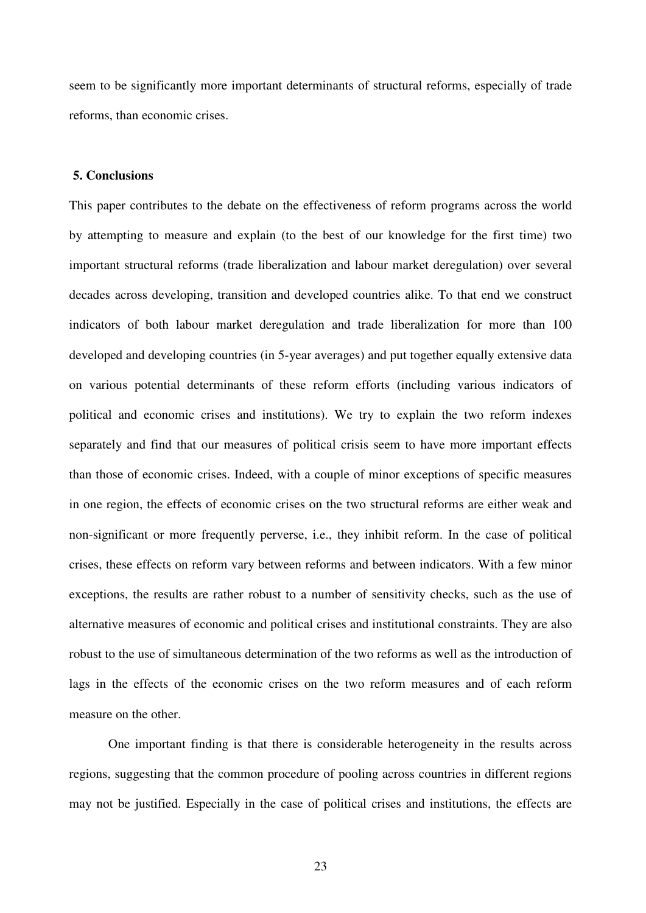seem to be significantly more important determinants of structural reforms, especially of trade reforms, than economic crises.

## 5. Conclusions

This paper contributes to the debate on the effectiveness of reform programs across the world by attempting to measure and explain (to the best of our knowledge for the first time) two important structural reforms (trade liberalization and labour market deregulation) over several decades across developing, transition and developed countries alike. To that end we construct indicators of both labour market deregulation and trade liberalization for more than 100 developed and developing countries (in 5-year averages) and put together equally extensive data on various potential determinants of these reform efforts (including various indicators of political and economic crises and institutions). We try to explain the two reform indexes separately and find that our measures of political crisis seem to have more important effects than those of economic crises. Indeed, with a couple of minor exceptions of specific measures in one region, the effects of economic crises on the two structural reforms are either weak and non-significant or more frequently perverse, i.e., they inhibit reform. In the case of political crises, these effects on reform vary between reforms and between indicators. With a few minor exceptions, the results are rather robust to a number of sensitivity checks, such as the use of alternative measures of economic and political crises and institutional constraints. They are also robust to the use of simultaneous determination of the two reforms as well as the introduction of lags in the effects of the economic crises on the two reform measures and of each reform measure on the other.

One important finding is that there is considerable heterogeneity in the results across regions, suggesting that the common procedure of pooling across countries in different regions may not be justified. Especially in the case of political crises and institutions, the effects are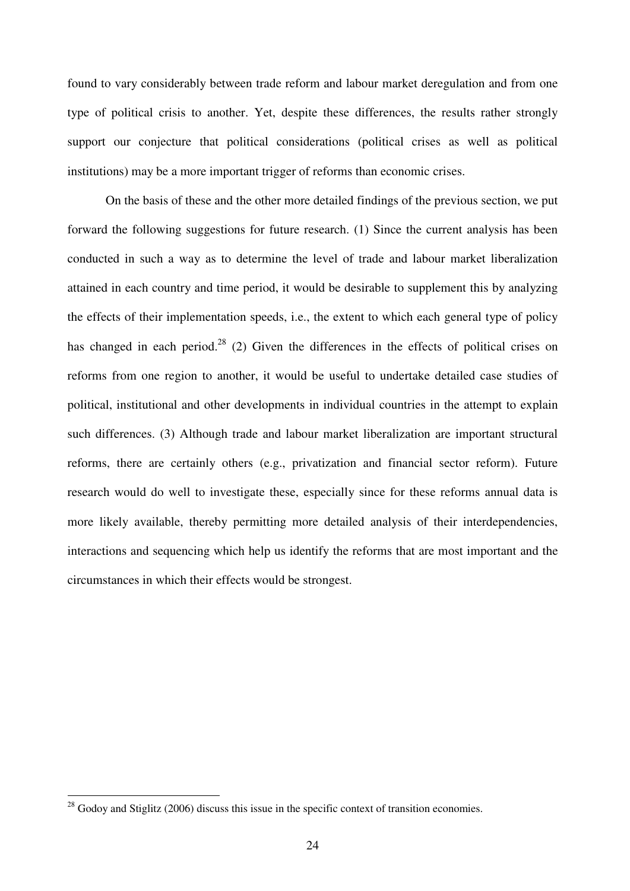found to vary considerably between trade reform and labour market deregulation and from one type of political crisis to another. Yet, despite these differences, the results rather strongly support our conjecture that political considerations (political crises as well as political institutions) may be a more important trigger of reforms than economic crises.

On the basis of these and the other more detailed findings of the previous section, we put forward the following suggestions for future research. (1) Since the current analysis has been conducted in such a way as to determine the level of trade and labour market liberalization attained in each country and time period, it would be desirable to supplement this by analyzing the effects of their implementation speeds, i.e., the extent to which each general type of policy has changed in each period.[28] (2) Given the differences in the effects of political crises on reforms from one region to another, it would be useful to undertake detailed case studies of political, institutional and other developments in individual countries in the attempt to explain such differences. (3) Although trade and labour market liberalization are important structural reforms, there are certainly others (e.g., privatization and financial sector reform). Future research would do well to investigate these, especially since for these reforms annual data is more likely available, thereby permitting more detailed analysis of their interdependencies, interactions and sequencing which help us identify the reforms that are most important and the circumstances in which their effects would be strongest.

[28] Godoy and Stiglitz (2006) discuss this issue in the specific context of transition economies.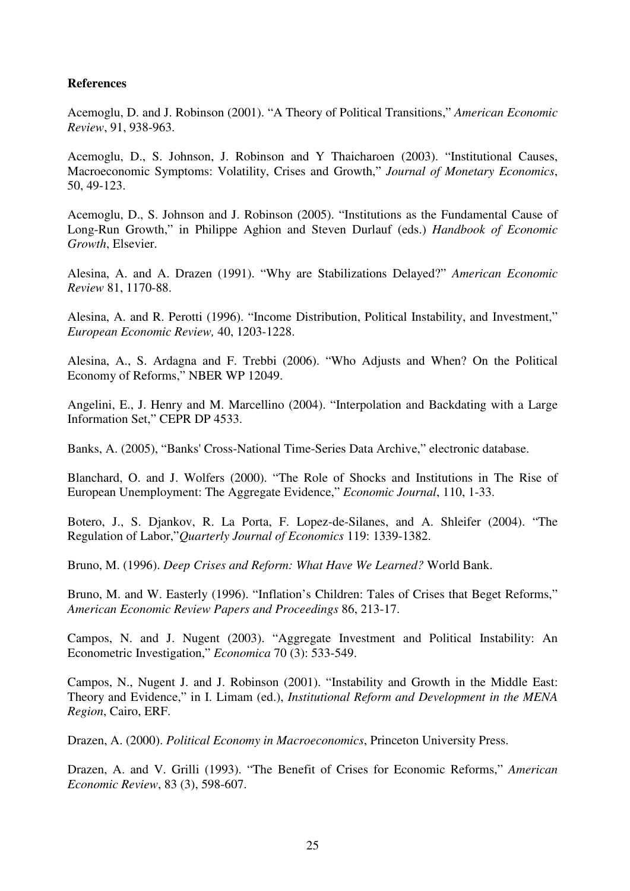**References**

Acemoglu, D. and J. Robinson (2001). "A Theory of Political Transitions," *American Economic Review*, 91, 938-963.

Acemoglu, D., S. Johnson, J. Robinson and Y Thaicharoen (2003). "Institutional Causes, Macroeconomic Symptoms: Volatility, Crises and Growth," *Journal of Monetary Economics*, 50, 49-123.

Acemoglu, D., S. Johnson and J. Robinson (2005). "Institutions as the Fundamental Cause of Long-Run Growth," in Philippe Aghion and Steven Durlauf (eds.) *Handbook of Economic Growth*, Elsevier.

Alesina, A. and A. Drazen (1991). "Why are Stabilizations Delayed?" *American Economic Review* 81, 1170-88.

Alesina, A. and R. Perotti (1996). "Income Distribution, Political Instability, and Investment," *European Economic Review,* 40, 1203-1228.

Alesina, A., S. Ardagna and F. Trebbi (2006). "Who Adjusts and When? On the Political Economy of Reforms," NBER WP 12049.

Angelini, E., J. Henry and M. Marcellino (2004). "Interpolation and Backdating with a Large Information Set," CEPR DP 4533.

Banks, A. (2005), "Banks' Cross-National Time-Series Data Archive," electronic database.

Blanchard, O. and J. Wolfers (2000). "The Role of Shocks and Institutions in The Rise of European Unemployment: The Aggregate Evidence," *Economic Journal*, 110, 1-33.

Botero, J., S. Djankov, R. La Porta, F. Lopez-de-Silanes, and A. Shleifer (2004). "The Regulation of Labor,"*Quarterly Journal of Economics* 119: 1339-1382.

Bruno, M. (1996). *Deep Crises and Reform: What Have We Learned?* World Bank.

Bruno, M. and W. Easterly (1996). "Inflation's Children: Tales of Crises that Beget Reforms," *American Economic Review Papers and Proceedings* 86, 213-17.

Campos, N. and J. Nugent (2003). "Aggregate Investment and Political Instability: An Econometric Investigation," *Economica* 70 (3): 533-549.

Campos, N., Nugent J. and J. Robinson (2001). "Instability and Growth in the Middle East: Theory and Evidence," in I. Limam (ed.), *Institutional Reform and Development in the MENA Region*, Cairo, ERF.

Drazen, A. (2000). *Political Economy in Macroeconomics*, Princeton University Press.

Drazen, A. and V. Grilli (1993). "The Benefit of Crises for Economic Reforms," *American Economic Review*, 83 (3), 598-607.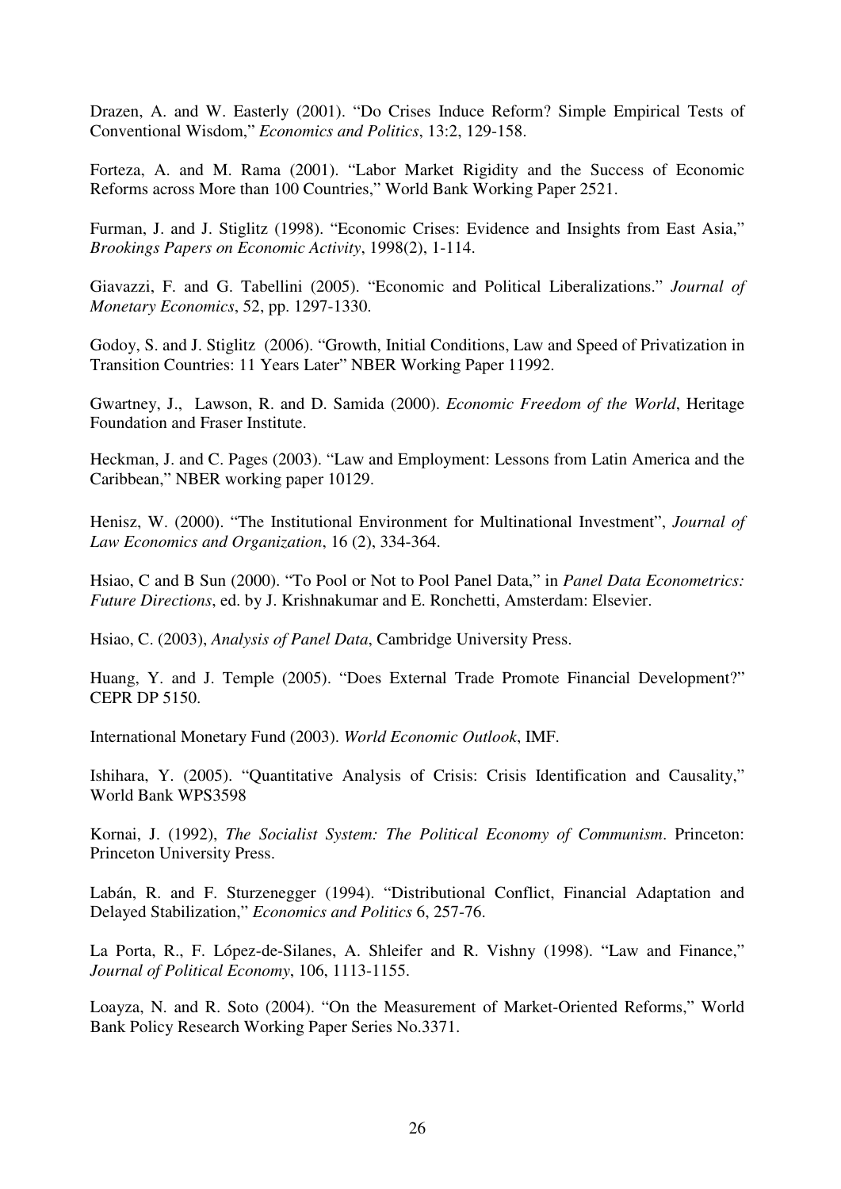Drazen, A. and W. Easterly (2001). "Do Crises Induce Reform? Simple Empirical Tests of Conventional Wisdom," *Economics and Politics*, 13:2, 129-158.

Forteza, A. and M. Rama (2001). "Labor Market Rigidity and the Success of Economic Reforms across More than 100 Countries," World Bank Working Paper 2521.

Furman, J. and J. Stiglitz (1998). "Economic Crises: Evidence and Insights from East Asia," *Brookings Papers on Economic Activity*, 1998(2), 1-114.

Giavazzi, F. and G. Tabellini (2005). "Economic and Political Liberalizations." *Journal of Monetary Economics*, 52, pp. 1297-1330.

Godoy, S. and J. Stiglitz (2006). "Growth, Initial Conditions, Law and Speed of Privatization in Transition Countries: 11 Years Later" NBER Working Paper 11992.

Gwartney, J., Lawson, R. and D. Samida (2000). *Economic Freedom of the World*, Heritage Foundation and Fraser Institute.

Heckman, J. and C. Pages (2003). "Law and Employment: Lessons from Latin America and the Caribbean," NBER working paper 10129.

Henisz, W. (2000). "The Institutional Environment for Multinational Investment", *Journal of Law Economics and Organization*, 16 (2), 334-364.

Hsiao, C and B Sun (2000). "To Pool or Not to Pool Panel Data," in *Panel Data Econometrics: Future Directions*, ed. by J. Krishnakumar and E. Ronchetti, Amsterdam: Elsevier.

Hsiao, C. (2003), *Analysis of Panel Data*, Cambridge University Press.

Huang, Y. and J. Temple (2005). "Does External Trade Promote Financial Development?" CEPR DP 5150.

International Monetary Fund (2003). *World Economic Outlook*, IMF.

Ishihara, Y. (2005). "Quantitative Analysis of Crisis: Crisis Identification and Causality," World Bank WPS3598

Kornai, J. (1992), *The Socialist System: The Political Economy of Communism*. Princeton: Princeton University Press.

Labán, R. and F. Sturzenegger (1994). "Distributional Conflict, Financial Adaptation and Delayed Stabilization," *Economics and Politics* 6, 257-76.

La Porta, R., F. López-de-Silanes, A. Shleifer and R. Vishny (1998). "Law and Finance," *Journal of Political Economy*, 106, 1113-1155.

Loayza, N. and R. Soto (2004). "On the Measurement of Market-Oriented Reforms," World Bank Policy Research Working Paper Series No.3371.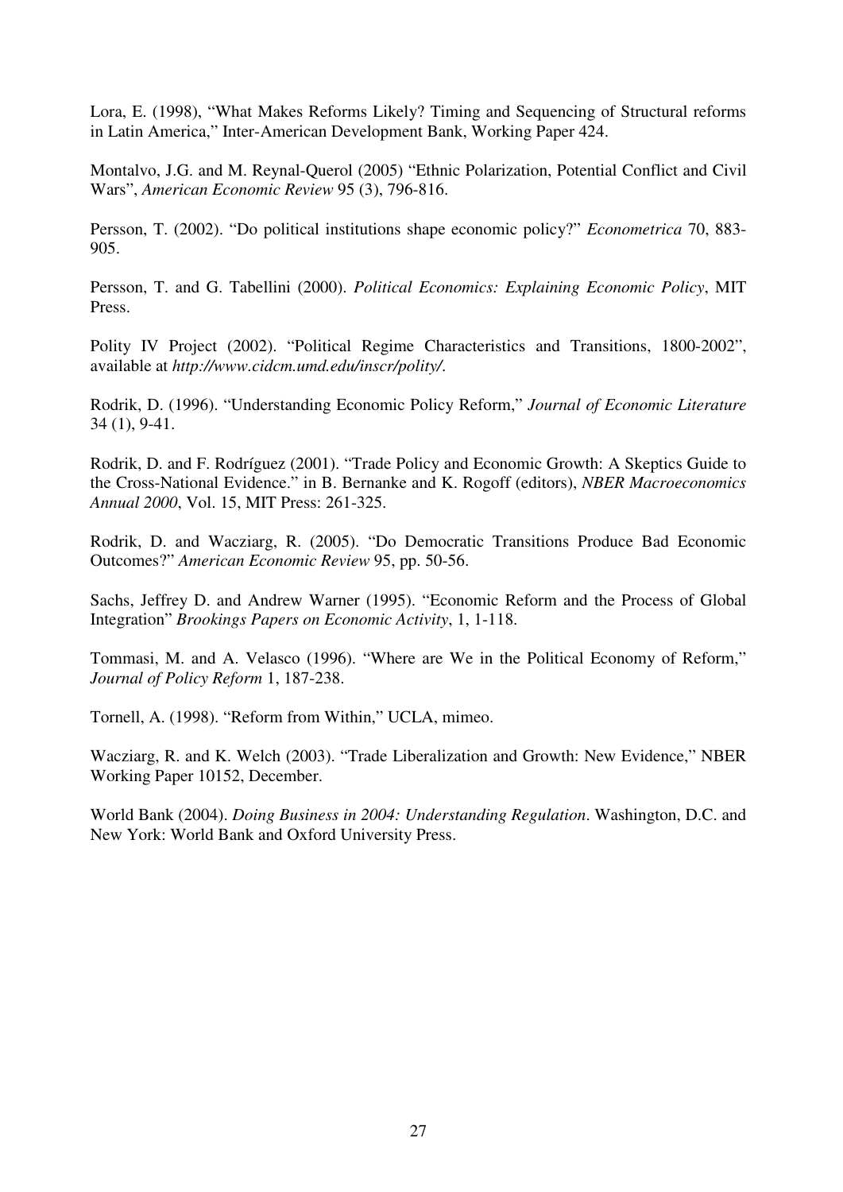Lora, E. (1998), "What Makes Reforms Likely? Timing and Sequencing of Structural reforms in Latin America," Inter-American Development Bank, Working Paper 424.

Montalvo, J.G. and M. Reynal-Querol (2005) "Ethnic Polarization, Potential Conflict and Civil Wars", *American Economic Review* 95 (3), 796-816.

Persson, T. (2002). "Do political institutions shape economic policy?" *Econometrica* 70, 883-905.

Persson, T. and G. Tabellini (2000). *Political Economics: Explaining Economic Policy*, MIT Press.

Polity IV Project (2002). "Political Regime Characteristics and Transitions, 1800-2002", available at *http://www.cidcm.umd.edu/inscr/polity/*.

Rodrik, D. (1996). "Understanding Economic Policy Reform," *Journal of Economic Literature* 34 (1), 9-41.

Rodrik, D. and F. Rodríguez (2001). "Trade Policy and Economic Growth: A Skeptics Guide to the Cross-National Evidence." in B. Bernanke and K. Rogoff (editors), *NBER Macroeconomics Annual 2000*, Vol. 15, MIT Press: 261-325.

Rodrik, D. and Wacziarg, R. (2005). "Do Democratic Transitions Produce Bad Economic Outcomes?" *American Economic Review* 95, pp. 50-56.

Sachs, Jeffrey D. and Andrew Warner (1995). "Economic Reform and the Process of Global Integration" *Brookings Papers on Economic Activity*, 1, 1-118.

Tommasi, M. and A. Velasco (1996). "Where are We in the Political Economy of Reform," *Journal of Policy Reform* 1, 187-238.

Tornell, A. (1998). "Reform from Within," UCLA, mimeo.

Wacziarg, R. and K. Welch (2003). "Trade Liberalization and Growth: New Evidence," NBER Working Paper 10152, December.

World Bank (2004). *Doing Business in 2004: Understanding Regulation*. Washington, D.C. and New York: World Bank and Oxford University Press.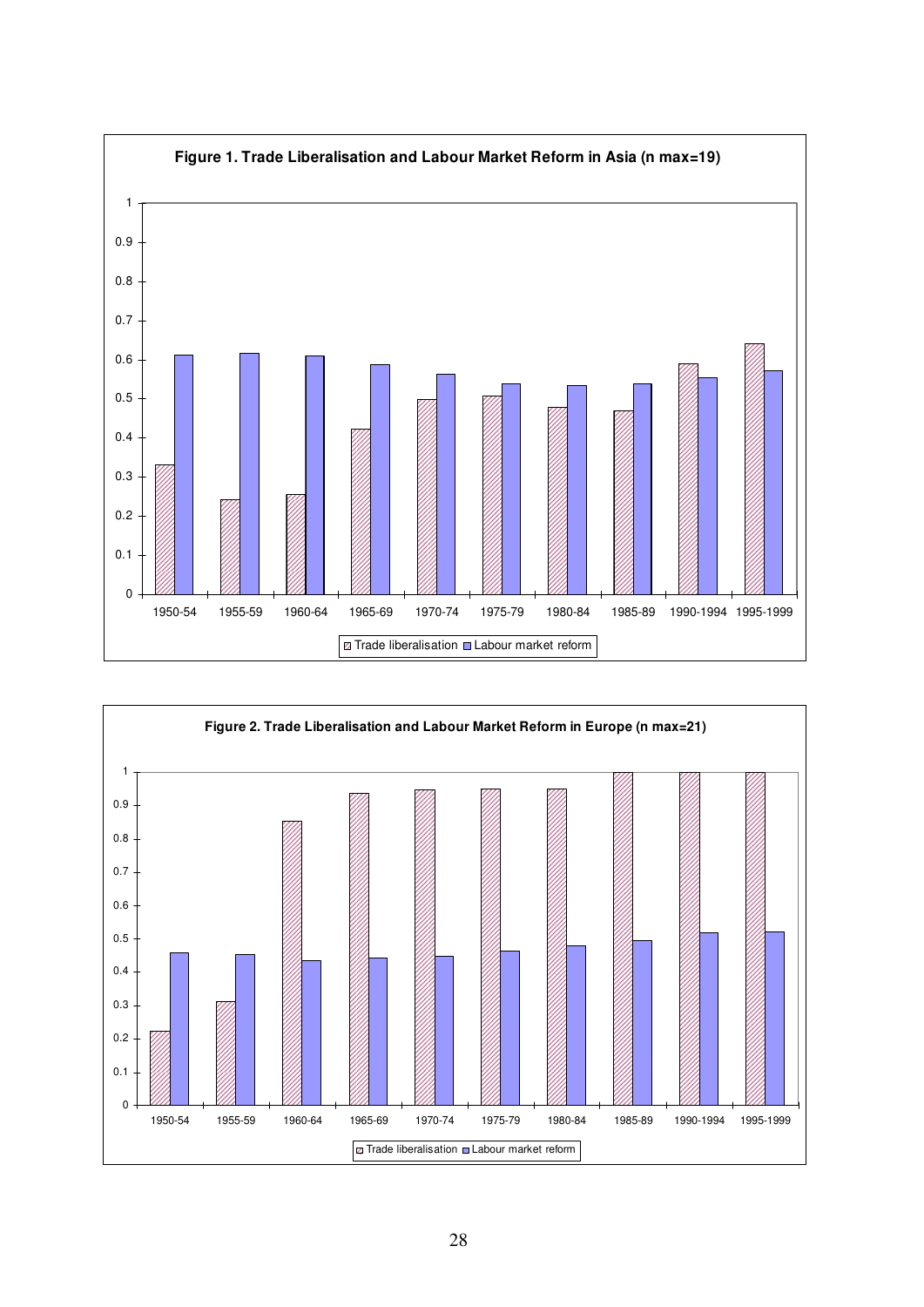**Figure 1. Trade Liberalisation and Labour Market Reform in Asia (n max=19)**

**Figure 2. Trade Liberalisation and Labour Market Reform in Europe (n max=21)**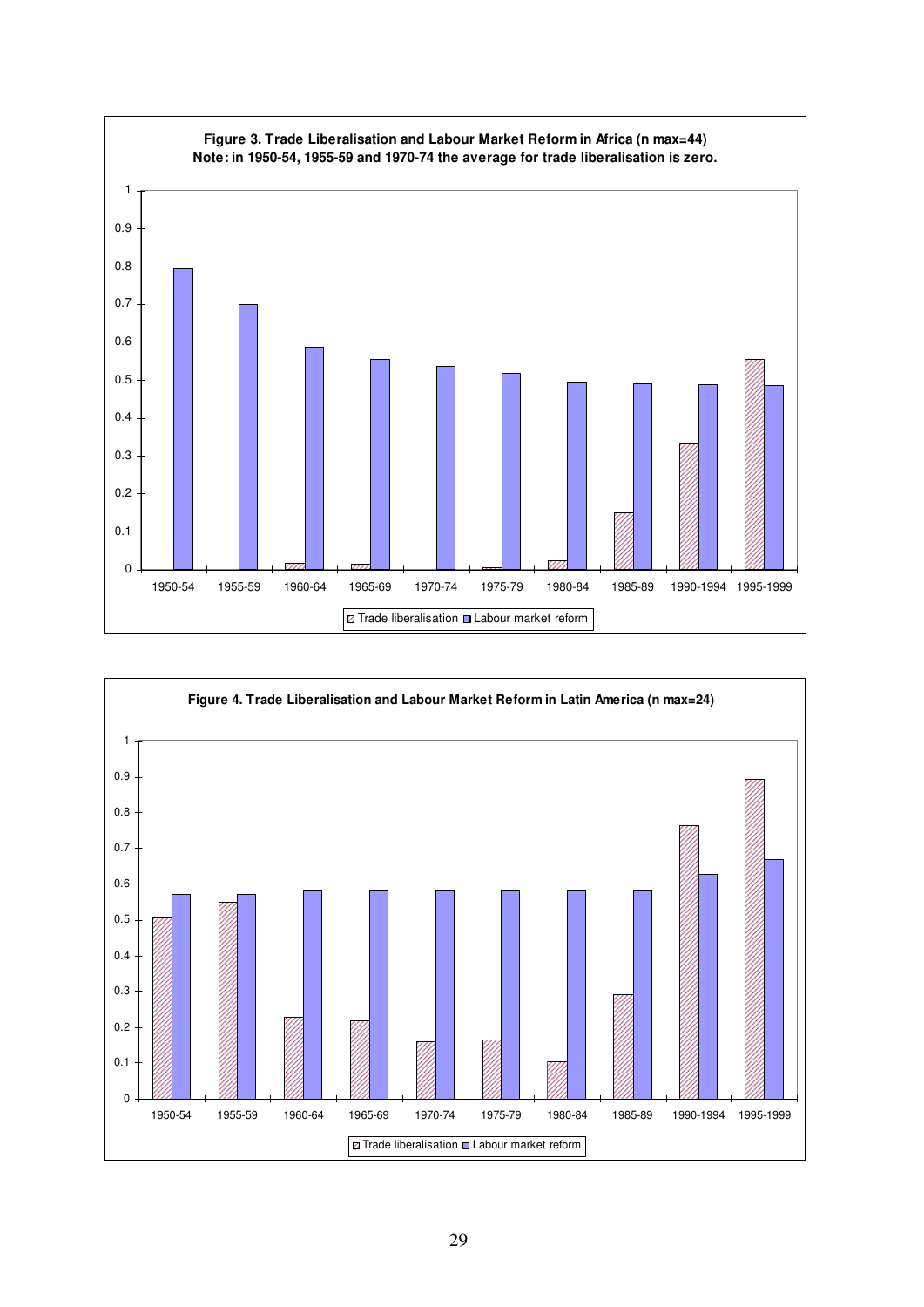**Figure 3. Trade Liberalisation and Labour Market Reform in Africa (n max=44)**
**Note: in 1950-54, 1955-59 and 1970-74 the average for trade liberalisation is zero.**

**Figure 4. Trade Liberalisation and Labour Market Reform in Latin America (n max=24)**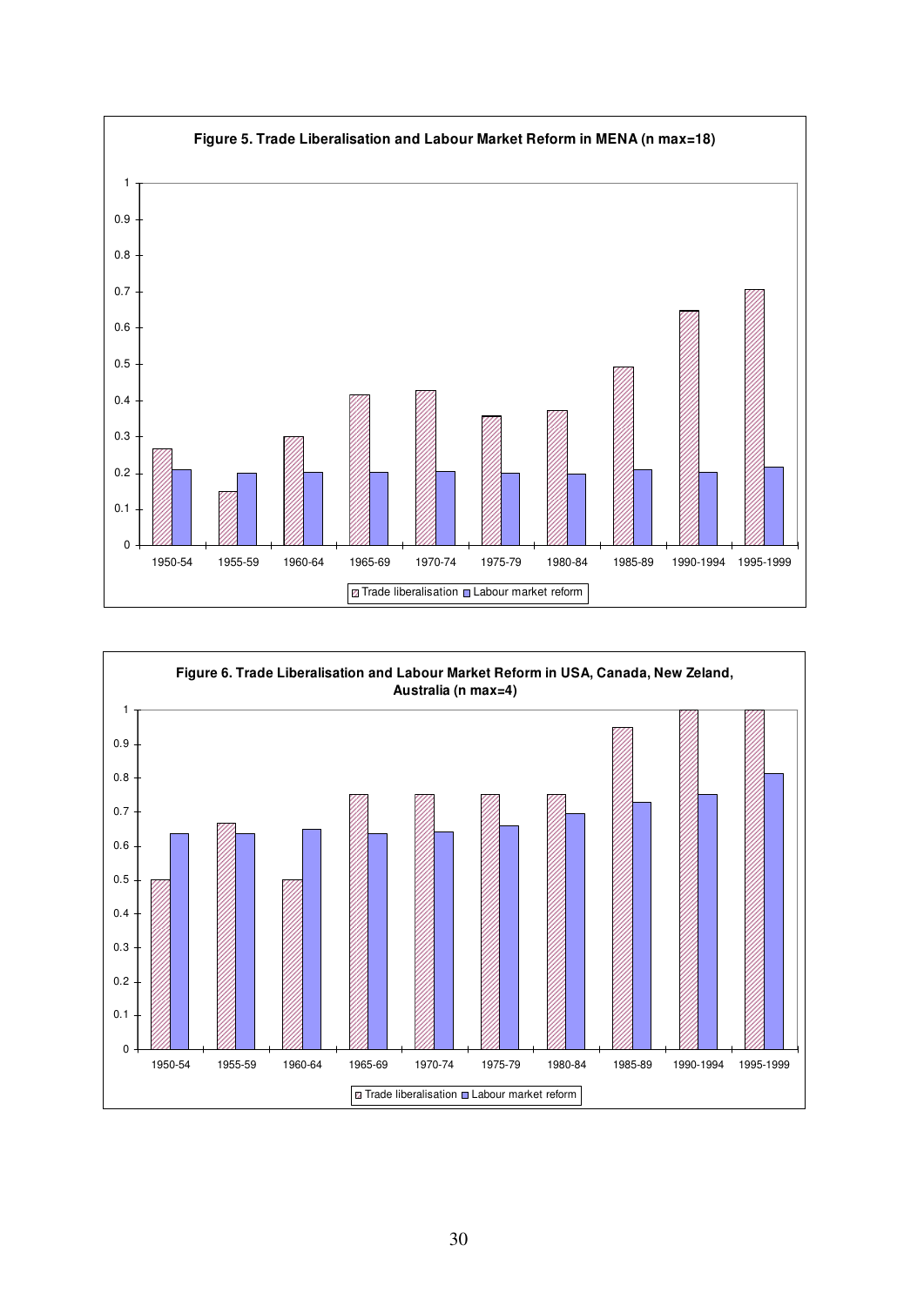**Figure 5. Trade Liberalisation and Labour Market Reform in MENA (n max=18)**

**Figure 6. Trade Liberalisation and Labour Market Reform in USA, Canada, New Zeland, Australia (n max=4)**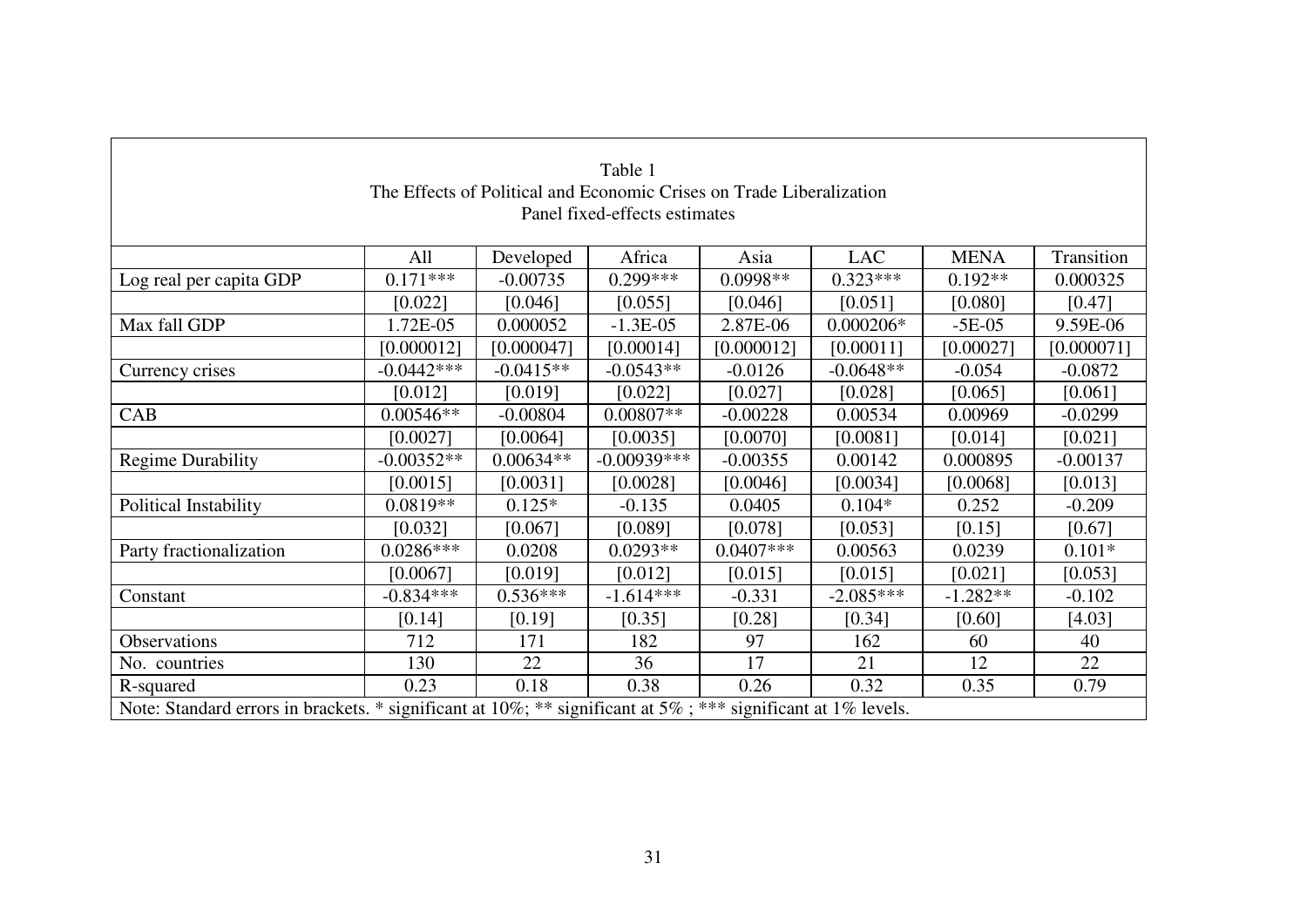Table 1
The Effects of Political and Economic Crises on Trade Liberalization
Panel fixed-effects estimates

| | All | Developed | Africa | Asia | LAC | MENA | Transition |
|---|---|---|---|---|---|---|---|
| Log real per capita GDP | 0.171*** | -0.00735 | 0.299*** | 0.0998** | 0.323*** | 0.192** | 0.000325 |
| | [0.022] | [0.046] | [0.055] | [0.046] | [0.051] | [0.080] | [0.47] |
| Max fall GDP | 1.72E-05 | 0.000052 | -1.3E-05 | 2.87E-06 | 0.000206* | -5E-05 | 9.59E-06 |
| | [0.000012] | [0.000047] | [0.00014] | [0.000012] | [0.00011] | [0.00027] | [0.000071] |
| Currency crises | -0.0442*** | -0.0415** | -0.0543** | -0.0126 | -0.0648** | -0.054 | -0.0872 |
| | [0.012] | [0.019] | [0.022] | [0.027] | [0.028] | [0.065] | [0.061] |
| CAB | 0.00546** | -0.00804 | 0.00807** | -0.00228 | 0.00534 | 0.00969 | -0.0299 |
| | [0.0027] | [0.0064] | [0.0035] | [0.0070] | [0.0081] | [0.014] | [0.021] |
| Regime Durability | -0.00352** | 0.00634** | -0.00939*** | -0.00355 | 0.00142 | 0.000895 | -0.00137 |
| | [0.0015] | [0.0031] | [0.0028] | [0.0046] | [0.0034] | [0.0068] | [0.013] |
| Political Instability | 0.0819** | 0.125* | -0.135 | 0.0405 | 0.104* | 0.252 | -0.209 |
| | [0.032] | [0.067] | [0.089] | [0.078] | [0.053] | [0.15] | [0.67] |
| Party fractionalization | 0.0286*** | 0.0208 | 0.0293** | 0.0407*** | 0.00563 | 0.0239 | 0.101* |
| | [0.0067] | [0.019] | [0.012] | [0.015] | [0.015] | [0.021] | [0.053] |
| Constant | -0.834*** | 0.536*** | -1.614*** | -0.331 | -2.085*** | -1.282** | -0.102 |
| | [0.14] | [0.19] | [0.35] | [0.28] | [0.34] | [0.60] | [4.03] |
| Observations | 712 | 171 | 182 | 97 | 162 | 60 | 40 |
| No. countries | 130 | 22 | 36 | 17 | 21 | 12 | 22 |
| R-squared | 0.23 | 0.18 | 0.38 | 0.26 | 0.32 | 0.35 | 0.79 |

Note: Standard errors in brackets. * significant at 10%; ** significant at 5% ; *** significant at 1% levels.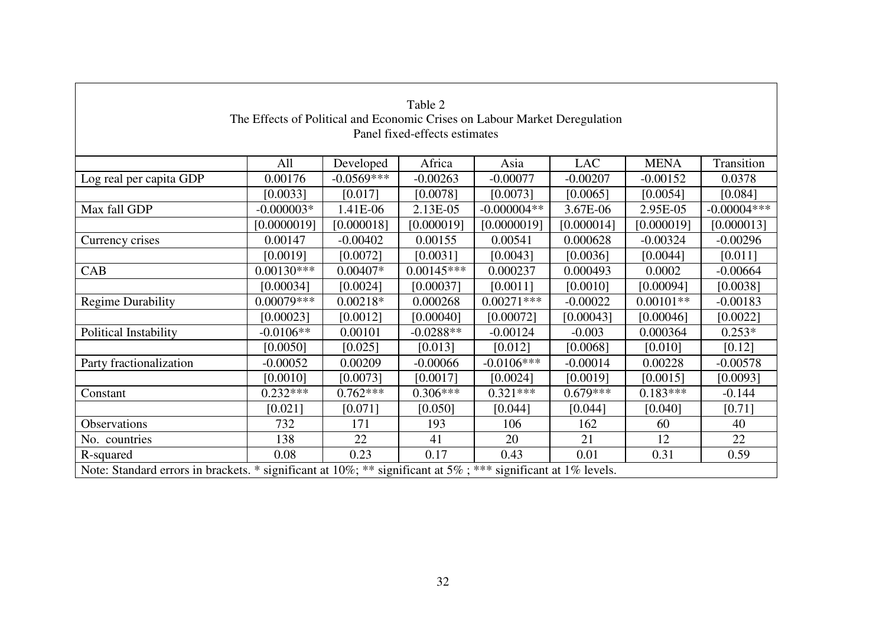Table 2
The Effects of Political and Economic Crises on Labour Market Deregulation
Panel fixed-effects estimates

| | All | Developed | Africa | Asia | LAC | MENA | Transition |
|---|---|---|---|---|---|---|---|
| Log real per capita GDP | 0.00176 | -0.0569*** | -0.00263 | -0.00077 | -0.00207 | -0.00152 | 0.0378 |
| | [0.0033] | [0.017] | [0.0078] | [0.0073] | [0.0065] | [0.0054] | [0.084] |
| Max fall GDP | -0.000003* | 1.41E-06 | 2.13E-05 | -0.000004** | 3.67E-06 | 2.95E-05 | -0.00004*** |
| | [0.0000019] | [0.000018] | [0.000019] | [0.0000019] | [0.000014] | [0.000019] | [0.000013] |
| Currency crises | 0.00147 | -0.00402 | 0.00155 | 0.00541 | 0.000628 | -0.00324 | -0.00296 |
| | [0.0019] | [0.0072] | [0.0031] | [0.0043] | [0.0036] | [0.0044] | [0.011] |
| CAB | 0.00130*** | 0.00407* | 0.00145*** | 0.000237 | 0.000493 | 0.0002 | -0.00664 |
| | [0.00034] | [0.0024] | [0.00037] | [0.0011] | [0.0010] | [0.00094] | [0.0038] |
| Regime Durability | 0.00079*** | 0.00218* | 0.000268 | 0.00271*** | -0.00022 | 0.00101** | -0.00183 |
| | [0.00023] | [0.0012] | [0.00040] | [0.00072] | [0.00043] | [0.00046] | [0.0022] |
| Political Instability | -0.0106** | 0.00101 | -0.0288** | -0.00124 | -0.003 | 0.000364 | 0.253* |
| | [0.0050] | [0.025] | [0.013] | [0.012] | [0.0068] | [0.010] | [0.12] |
| Party fractionalization | -0.00052 | 0.00209 | -0.00066 | -0.0106*** | -0.00014 | 0.00228 | -0.00578 |
| | [0.0010] | [0.0073] | [0.0017] | [0.0024] | [0.0019] | [0.0015] | [0.0093] |
| Constant | 0.232*** | 0.762*** | 0.306*** | 0.321*** | 0.679*** | 0.183*** | -0.144 |
| | [0.021] | [0.071] | [0.050] | [0.044] | [0.044] | [0.040] | [0.71] |
| Observations | 732 | 171 | 193 | 106 | 162 | 60 | 40 |
| No. countries | 138 | 22 | 41 | 20 | 21 | 12 | 22 |
| R-squared | 0.08 | 0.23 | 0.17 | 0.43 | 0.01 | 0.31 | 0.59 |

Note: Standard errors in brackets. * significant at 10%; ** significant at 5% ; *** significant at 1% levels.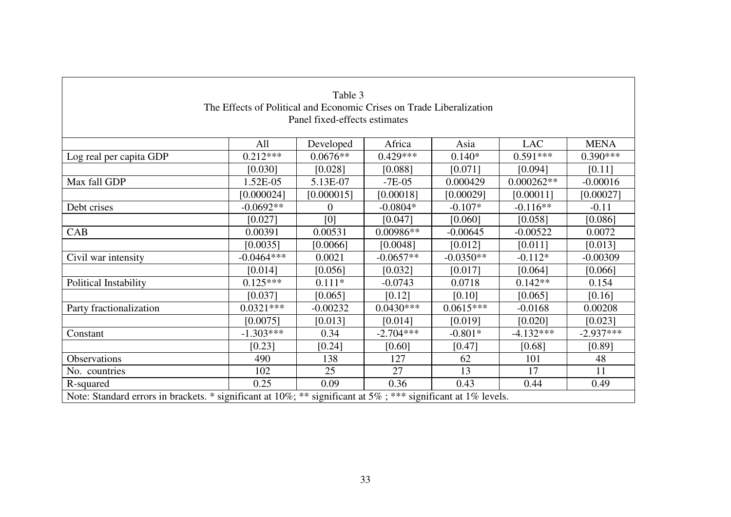Table 3
The Effects of Political and Economic Crises on Trade Liberalization
Panel fixed-effects estimates

| | All | Developed | Africa | Asia | LAC | MENA |
|---|---|---|---|---|---|---|
| Log real per capita GDP | 0.212*** | 0.0676** | 0.429*** | 0.140* | 0.591*** | 0.390*** |
| | [0.030] | [0.028] | [0.088] | [0.071] | [0.094] | [0.11] |
| Max fall GDP | 1.52E-05 | 5.13E-07 | -7E-05 | 0.000429 | 0.000262** | -0.00016 |
| | [0.000024] | [0.000015] | [0.00018] | [0.00029] | [0.00011] | [0.00027] |
| Debt crises | -0.0692** | 0 | -0.0804* | -0.107* | -0.116** | -0.11 |
| | [0.027] | [0] | [0.047] | [0.060] | [0.058] | [0.086] |
| CAB | 0.00391 | 0.00531 | 0.00986** | -0.00645 | -0.00522 | 0.0072 |
| | [0.0035] | [0.0066] | [0.0048] | [0.012] | [0.011] | [0.013] |
| Civil war intensity | -0.0464*** | 0.0021 | -0.0657** | -0.0350** | -0.112* | -0.00309 |
| | [0.014] | [0.056] | [0.032] | [0.017] | [0.064] | [0.066] |
| Political Instability | 0.125*** | 0.111* | -0.0743 | 0.0718 | 0.142** | 0.154 |
| | [0.037] | [0.065] | [0.12] | [0.10] | [0.065] | [0.16] |
| Party fractionalization | 0.0321*** | -0.00232 | 0.0430*** | 0.0615*** | -0.0168 | 0.00208 |
| | [0.0075] | [0.013] | [0.014] | [0.019] | [0.020] | [0.023] |
| Constant | -1.303*** | 0.34 | -2.704*** | -0.801* | -4.132*** | -2.937*** |
| | [0.23] | [0.24] | [0.60] | [0.47] | [0.68] | [0.89] |
| Observations | 490 | 138 | 127 | 62 | 101 | 48 |
| No. countries | 102 | 25 | 27 | 13 | 17 | 11 |
| R-squared | 0.25 | 0.09 | 0.36 | 0.43 | 0.44 | 0.49 |

Note: Standard errors in brackets. * significant at 10%; ** significant at 5% ; *** significant at 1% levels.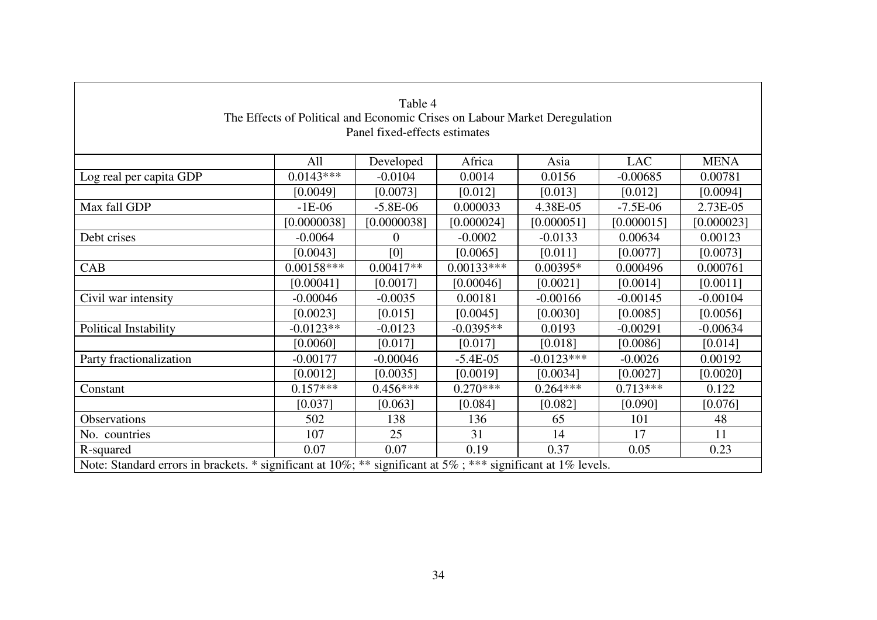Table 4
The Effects of Political and Economic Crises on Labour Market Deregulation
Panel fixed-effects estimates

| | All | Developed | Africa | Asia | LAC | MENA |
|---|---|---|---|---|---|---|
| Log real per capita GDP | 0.0143*** | -0.0104 | 0.0014 | 0.0156 | -0.00685 | 0.00781 |
| | [0.0049] | [0.0073] | [0.012] | [0.013] | [0.012] | [0.0094] |
| Max fall GDP | -1E-06 | -5.8E-06 | 0.000033 | 4.38E-05 | -7.5E-06 | 2.73E-05 |
| | [0.0000038] | [0.0000038] | [0.000024] | [0.000051] | [0.000015] | [0.000023] |
| Debt crises | -0.0064 | 0 | -0.0002 | -0.0133 | 0.00634 | 0.00123 |
| | [0.0043] | [0] | [0.0065] | [0.011] | [0.0077] | [0.0073] |
| CAB | 0.00158*** | 0.00417** | 0.00133*** | 0.00395* | 0.000496 | 0.000761 |
| | [0.00041] | [0.0017] | [0.00046] | [0.0021] | [0.0014] | [0.0011] |
| Civil war intensity | -0.00046 | -0.0035 | 0.00181 | -0.00166 | -0.00145 | -0.00104 |
| | [0.0023] | [0.015] | [0.0045] | [0.0030] | [0.0085] | [0.0056] |
| Political Instability | -0.0123** | -0.0123 | -0.0395** | 0.0193 | -0.00291 | -0.00634 |
| | [0.0060] | [0.017] | [0.017] | [0.018] | [0.0086] | [0.014] |
| Party fractionalization | -0.00177 | -0.00046 | -5.4E-05 | -0.0123*** | -0.0026 | 0.00192 |
| | [0.0012] | [0.0035] | [0.0019] | [0.0034] | [0.0027] | [0.0020] |
| Constant | 0.157*** | 0.456*** | 0.270*** | 0.264*** | 0.713*** | 0.122 |
| | [0.037] | [0.063] | [0.084] | [0.082] | [0.090] | [0.076] |
| Observations | 502 | 138 | 136 | 65 | 101 | 48 |
| No. countries | 107 | 25 | 31 | 14 | 17 | 11 |
| R-squared | 0.07 | 0.07 | 0.19 | 0.37 | 0.05 | 0.23 |

Note: Standard errors in brackets. * significant at 10%; ** significant at 5% ; *** significant at 1% levels.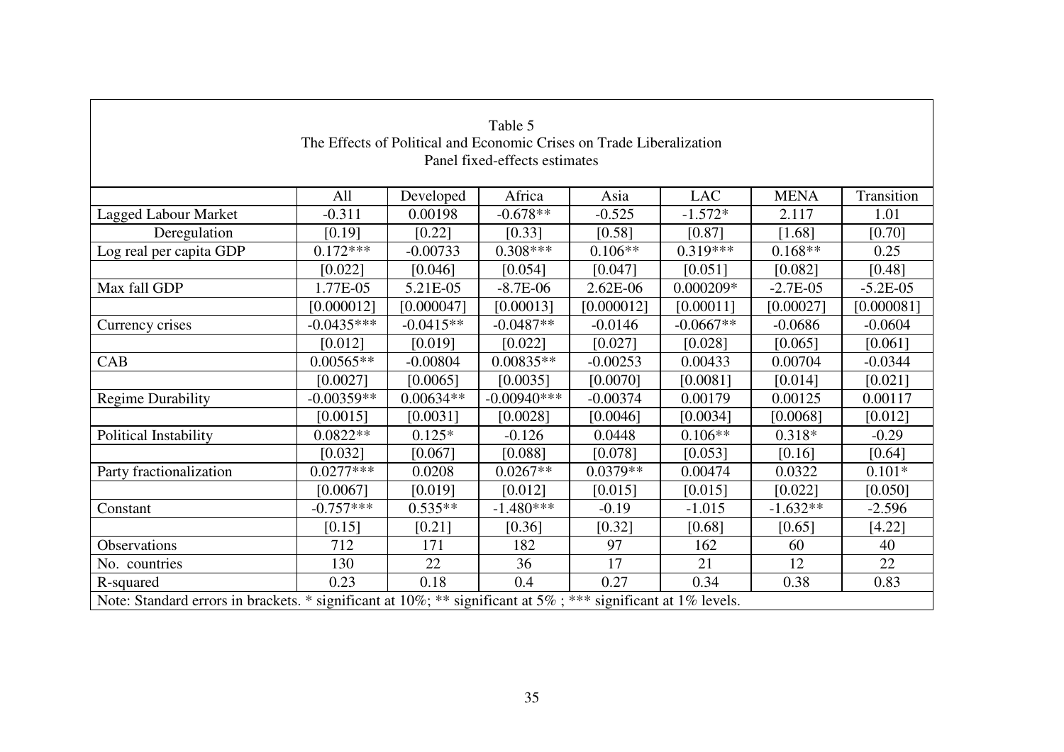Table 5
The Effects of Political and Economic Crises on Trade Liberalization
Panel fixed-effects estimates

| | All | Developed | Africa | Asia | LAC | MENA | Transition |
|---|---|---|---|---|---|---|---|
| Lagged Labour Market | -0.311 | 0.00198 | -0.678** | -0.525 | -1.572* | 2.117 | 1.01 |
| Deregulation | [0.19] | [0.22] | [0.33] | [0.58] | [0.87] | [1.68] | [0.70] |
| Log real per capita GDP | 0.172*** | -0.00733 | 0.308*** | 0.106** | 0.319*** | 0.168** | 0.25 |
| | [0.022] | [0.046] | [0.054] | [0.047] | [0.051] | [0.082] | [0.48] |
| Max fall GDP | 1.77E-05 | 5.21E-05 | -8.7E-06 | 2.62E-06 | 0.000209* | -2.7E-05 | -5.2E-05 |
| | [0.000012] | [0.000047] | [0.00013] | [0.000012] | [0.00011] | [0.00027] | [0.000081] |
| Currency crises | -0.0435*** | -0.0415** | -0.0487** | -0.0146 | -0.0667** | -0.0686 | -0.0604 |
| | [0.012] | [0.019] | [0.022] | [0.027] | [0.028] | [0.065] | [0.061] |
| CAB | 0.00565** | -0.00804 | 0.00835** | -0.00253 | 0.00433 | 0.00704 | -0.0344 |
| | [0.0027] | [0.0065] | [0.0035] | [0.0070] | [0.0081] | [0.014] | [0.021] |
| Regime Durability | -0.00359** | 0.00634** | -0.00940*** | -0.00374 | 0.00179 | 0.00125 | 0.00117 |
| | [0.0015] | [0.0031] | [0.0028] | [0.0046] | [0.0034] | [0.0068] | [0.012] |
| Political Instability | 0.0822** | 0.125* | -0.126 | 0.0448 | 0.106** | 0.318* | -0.29 |
| | [0.032] | [0.067] | [0.088] | [0.078] | [0.053] | [0.16] | [0.64] |
| Party fractionalization | 0.0277*** | 0.0208 | 0.0267** | 0.0379** | 0.00474 | 0.0322 | 0.101* |
| | [0.0067] | [0.019] | [0.012] | [0.015] | [0.015] | [0.022] | [0.050] |
| Constant | -0.757*** | 0.535** | -1.480*** | -0.19 | -1.015 | -1.632** | -2.596 |
| | [0.15] | [0.21] | [0.36] | [0.32] | [0.68] | [0.65] | [4.22] |
| Observations | 712 | 171 | 182 | 97 | 162 | 60 | 40 |
| No. countries | 130 | 22 | 36 | 17 | 21 | 12 | 22 |
| R-squared | 0.23 | 0.18 | 0.4 | 0.27 | 0.34 | 0.38 | 0.83 |

Note: Standard errors in brackets. * significant at 10%; ** significant at 5% ; *** significant at 1% levels.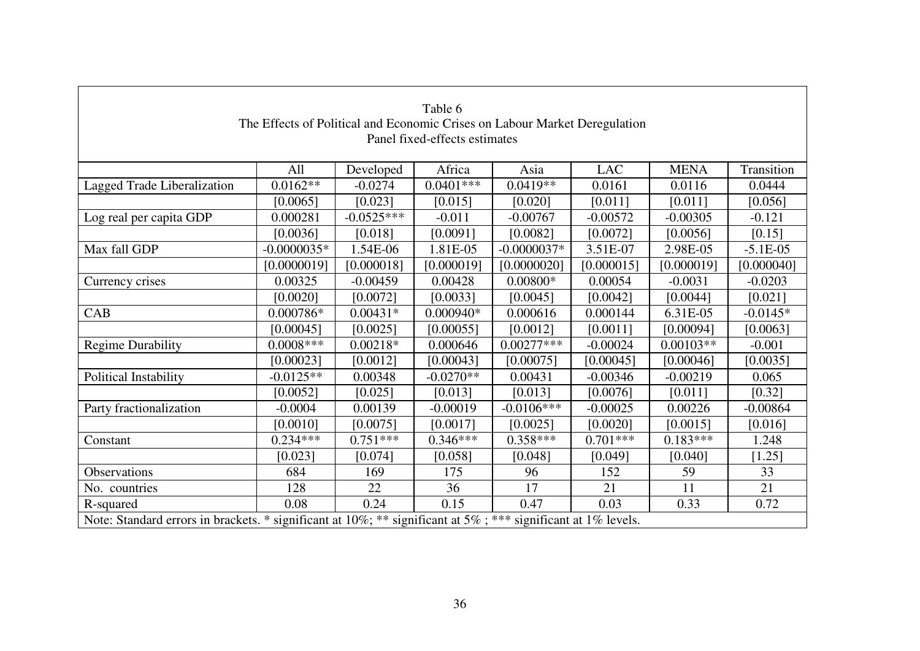Table 6
The Effects of Political and Economic Crises on Labour Market Deregulation
Panel fixed-effects estimates

| | All | Developed | Africa | Asia | LAC | MENA | Transition |
|---|---|---|---|---|---|---|---|
| Lagged Trade Liberalization | 0.0162** | -0.0274 | 0.0401*** | 0.0419** | 0.0161 | 0.0116 | 0.0444 |
| | [0.0065] | [0.023] | [0.015] | [0.020] | [0.011] | [0.011] | [0.056] |
| Log real per capita GDP | 0.000281 | -0.0525*** | -0.011 | -0.00767 | -0.00572 | -0.00305 | -0.121 |
| | [0.0036] | [0.018] | [0.0091] | [0.0082] | [0.0072] | [0.0056] | [0.15] |
| Max fall GDP | -0.0000035* | 1.54E-06 | 1.81E-05 | -0.0000037* | 3.51E-07 | 2.98E-05 | -5.1E-05 |
| | [0.0000019] | [0.000018] | [0.000019] | [0.0000020] | [0.000015] | [0.000019] | [0.000040] |
| Currency crises | 0.00325 | -0.00459 | 0.00428 | 0.00800* | 0.00054 | -0.0031 | -0.0203 |
| | [0.0020] | [0.0072] | [0.0033] | [0.0045] | [0.0042] | [0.0044] | [0.021] |
| CAB | 0.000786* | 0.00431* | 0.000940* | 0.000616 | 0.000144 | 6.31E-05 | -0.0145* |
| | [0.00045] | [0.0025] | [0.00055] | [0.0012] | [0.0011] | [0.00094] | [0.0063] |
| Regime Durability | 0.0008*** | 0.00218* | 0.000646 | 0.00277*** | -0.00024 | 0.00103** | -0.001 |
| | [0.00023] | [0.0012] | [0.00043] | [0.00075] | [0.00045] | [0.00046] | [0.0035] |
| Political Instability | -0.0125** | 0.00348 | -0.0270** | 0.00431 | -0.00346 | -0.00219 | 0.065 |
| | [0.0052] | [0.025] | [0.013] | [0.013] | [0.0076] | [0.011] | [0.32] |
| Party fractionalization | -0.0004 | 0.00139 | -0.00019 | -0.0106*** | -0.00025 | 0.00226 | -0.00864 |
| | [0.0010] | [0.0075] | [0.0017] | [0.0025] | [0.0020] | [0.0015] | [0.016] |
| Constant | 0.234*** | 0.751*** | 0.346*** | 0.358*** | 0.701*** | 0.183*** | 1.248 |
| | [0.023] | [0.074] | [0.058] | [0.048] | [0.049] | [0.040] | [1.25] |
| Observations | 684 | 169 | 175 | 96 | 152 | 59 | 33 |
| No. countries | 128 | 22 | 36 | 17 | 21 | 11 | 21 |
| R-squared | 0.08 | 0.24 | 0.15 | 0.47 | 0.03 | 0.33 | 0.72 |

Note: Standard errors in brackets. * significant at 10%; ** significant at 5% ; *** significant at 1% levels.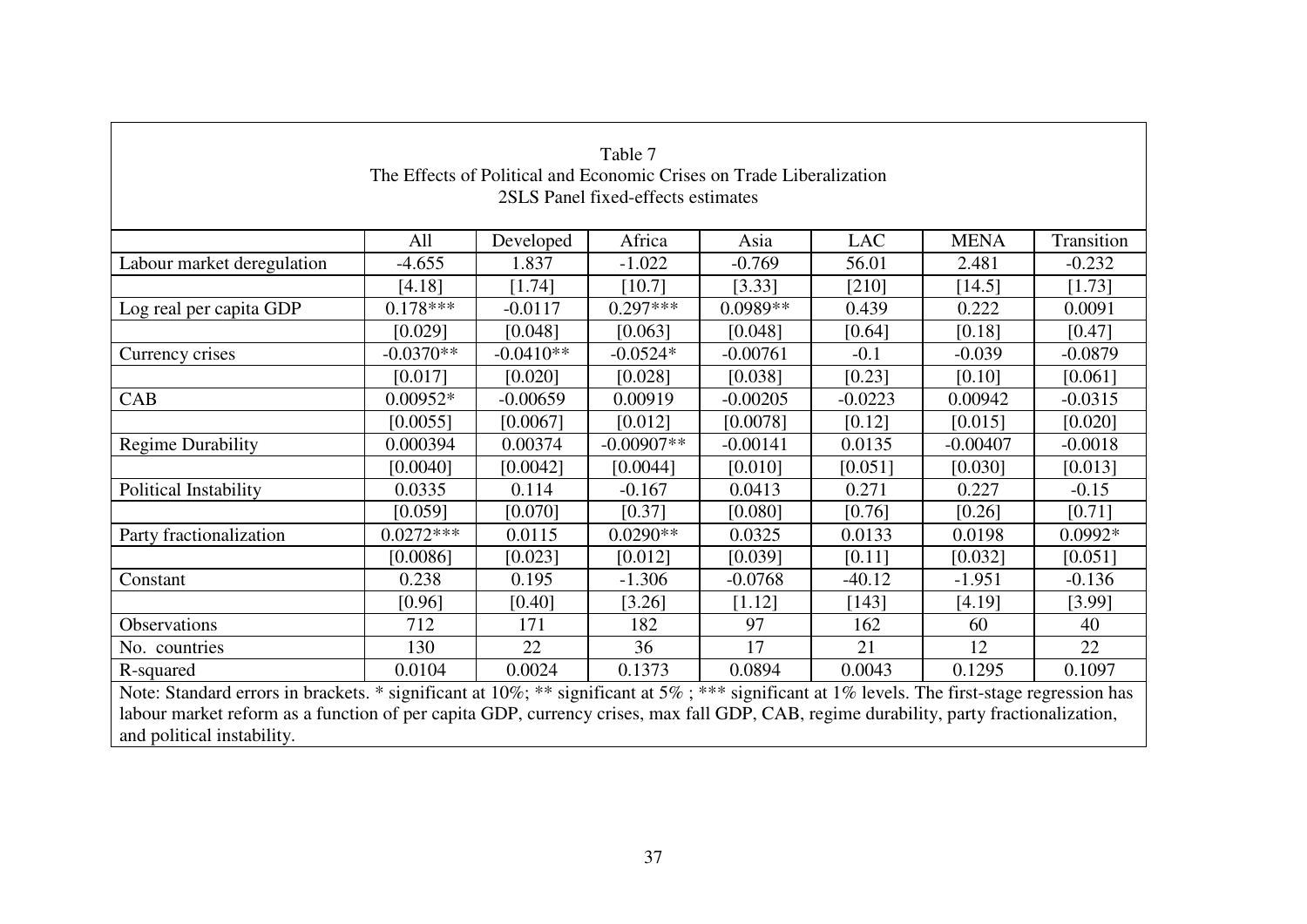Table 7
The Effects of Political and Economic Crises on Trade Liberalization
2SLS Panel fixed-effects estimates

| | All | Developed | Africa | Asia | LAC | MENA | Transition |
|---|---|---|---|---|---|---|---|
| Labour market deregulation | -4.655 | 1.837 | -1.022 | -0.769 | 56.01 | 2.481 | -0.232 |
| | [4.18] | [1.74] | [10.7] | [3.33] | [210] | [14.5] | [1.73] |
| Log real per capita GDP | 0.178*** | -0.0117 | 0.297*** | 0.0989** | 0.439 | 0.222 | 0.0091 |
| | [0.029] | [0.048] | [0.063] | [0.048] | [0.64] | [0.18] | [0.47] |
| Currency crises | -0.0370** | -0.0410** | -0.0524* | -0.00761 | -0.1 | -0.039 | -0.0879 |
| | [0.017] | [0.020] | [0.028] | [0.038] | [0.23] | [0.10] | [0.061] |
| CAB | 0.00952* | -0.00659 | 0.00919 | -0.00205 | -0.0223 | 0.00942 | -0.0315 |
| | [0.0055] | [0.0067] | [0.012] | [0.0078] | [0.12] | [0.015] | [0.020] |
| Regime Durability | 0.000394 | 0.00374 | -0.00907** | -0.00141 | 0.0135 | -0.00407 | -0.0018 |
| | [0.0040] | [0.0042] | [0.0044] | [0.010] | [0.051] | [0.030] | [0.013] |
| Political Instability | 0.0335 | 0.114 | -0.167 | 0.0413 | 0.271 | 0.227 | -0.15 |
| | [0.059] | [0.070] | [0.37] | [0.080] | [0.76] | [0.26] | [0.71] |
| Party fractionalization | 0.0272*** | 0.0115 | 0.0290** | 0.0325 | 0.0133 | 0.0198 | 0.0992* |
| | [0.0086] | [0.023] | [0.012] | [0.039] | [0.11] | [0.032] | [0.051] |
| Constant | 0.238 | 0.195 | -1.306 | -0.0768 | -40.12 | -1.951 | -0.136 |
| | [0.96] | [0.40] | [3.26] | [1.12] | [143] | [4.19] | [3.99] |
| Observations | 712 | 171 | 182 | 97 | 162 | 60 | 40 |
| No. countries | 130 | 22 | 36 | 17 | 21 | 12 | 22 |
| R-squared | 0.0104 | 0.0024 | 0.1373 | 0.0894 | 0.0043 | 0.1295 | 0.1097 |

Note: Standard errors in brackets. * significant at 10%; ** significant at 5% ; *** significant at 1% levels. The first-stage regression has labour market reform as a function of per capita GDP, currency crises, max fall GDP, CAB, regime durability, party fractionalization, and political instability.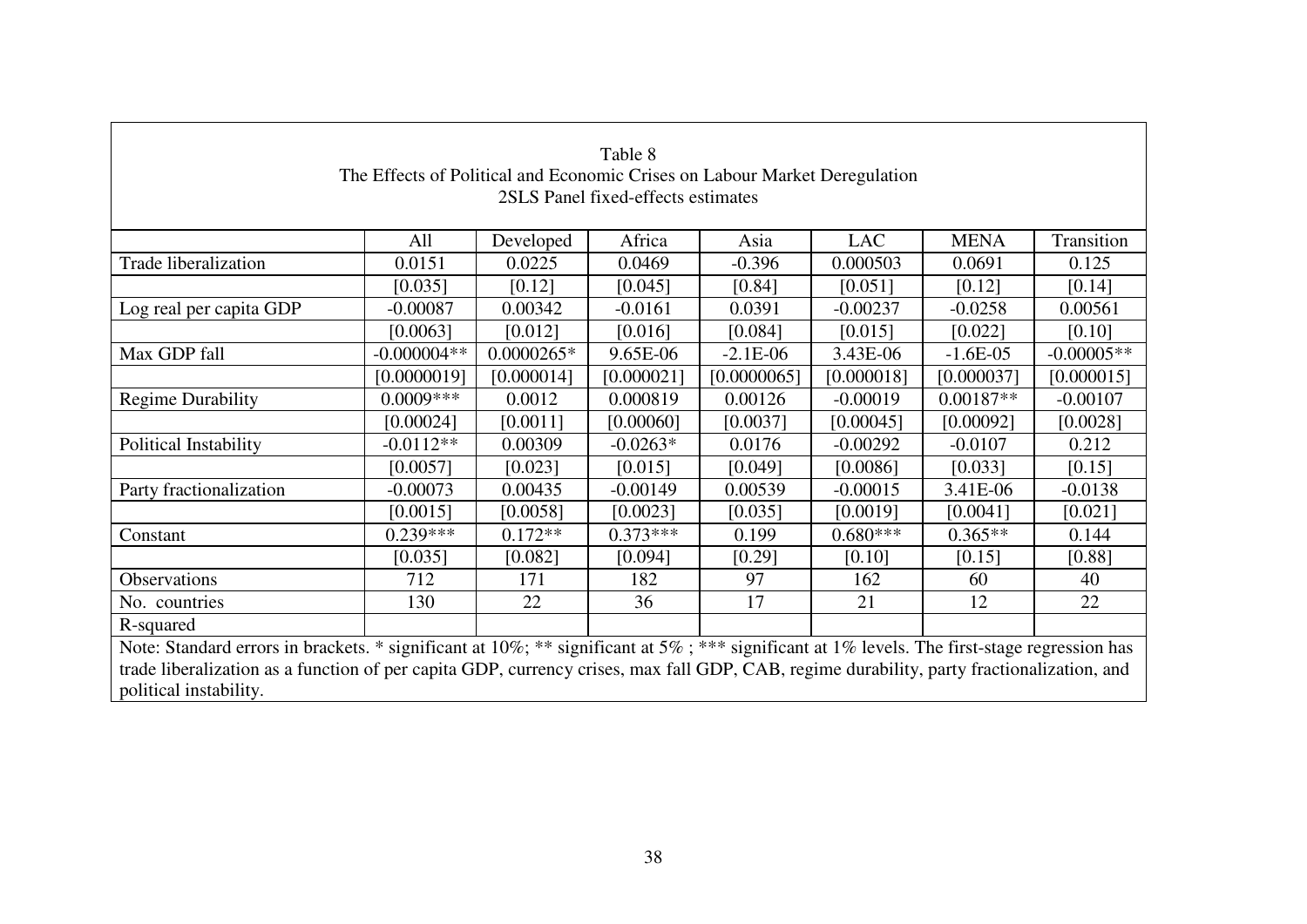Table 8
The Effects of Political and Economic Crises on Labour Market Deregulation
2SLS Panel fixed-effects estimates

| | All | Developed | Africa | Asia | LAC | MENA | Transition |
|---|---|---|---|---|---|---|---|
| Trade liberalization | 0.0151 | 0.0225 | 0.0469 | -0.396 | 0.000503 | 0.0691 | 0.125 |
| | [0.035] | [0.12] | [0.045] | [0.84] | [0.051] | [0.12] | [0.14] |
| Log real per capita GDP | -0.00087 | 0.00342 | -0.0161 | 0.0391 | -0.00237 | -0.0258 | 0.00561 |
| | [0.0063] | [0.012] | [0.016] | [0.084] | [0.015] | [0.022] | [0.10] |
| Max GDP fall | -0.000004** | 0.0000265* | 9.65E-06 | -2.1E-06 | 3.43E-06 | -1.6E-05 | -0.00005** |
| | [0.0000019] | [0.000014] | [0.000021] | [0.0000065] | [0.000018] | [0.000037] | [0.000015] |
| Regime Durability | 0.0009*** | 0.0012 | 0.000819 | 0.00126 | -0.00019 | 0.00187** | -0.00107 |
| | [0.00024] | [0.0011] | [0.00060] | [0.0037] | [0.00045] | [0.00092] | [0.0028] |
| Political Instability | -0.0112** | 0.00309 | -0.0263* | 0.0176 | -0.00292 | -0.0107 | 0.212 |
| | [0.0057] | [0.023] | [0.015] | [0.049] | [0.0086] | [0.033] | [0.15] |
| Party fractionalization | -0.00073 | 0.00435 | -0.00149 | 0.00539 | -0.00015 | 3.41E-06 | -0.0138 |
| | [0.0015] | [0.0058] | [0.0023] | [0.035] | [0.0019] | [0.0041] | [0.021] |
| Constant | 0.239*** | 0.172** | 0.373*** | 0.199 | 0.680*** | 0.365** | 0.144 |
| | [0.035] | [0.082] | [0.094] | [0.29] | [0.10] | [0.15] | [0.88] |
| Observations | 712 | 171 | 182 | 97 | 162 | 60 | 40 |
| No. countries | 130 | 22 | 36 | 17 | 21 | 12 | 22 |
| R-squared | | | | | | | |

Note: Standard errors in brackets. * significant at 10%; ** significant at 5% ; *** significant at 1% levels. The first-stage regression has trade liberalization as a function of per capita GDP, currency crises, max fall GDP, CAB, regime durability, party fractionalization, and political instability.